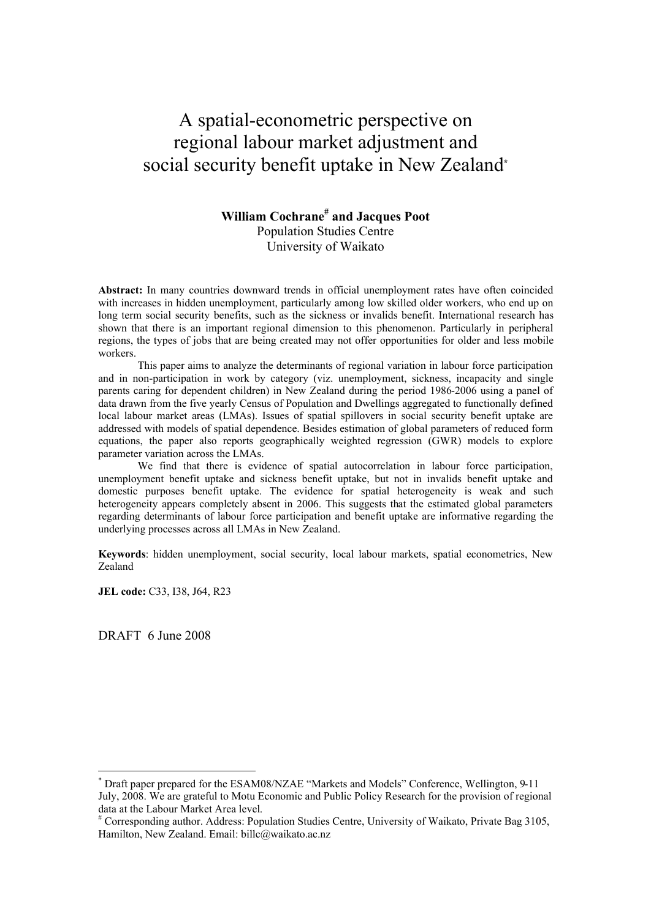# A spatial-econometric perspective on regional labour market adjustment and social security benefit uptake in New Zealand[*]

**William Cochrane[#] and Jacques Poot**
Population Studies Centre
University of Waikato

**Abstract:** In many countries downward trends in official unemployment rates have often coincided with increases in hidden unemployment, particularly among low skilled older workers, who end up on long term social security benefits, such as the sickness or invalids benefit. International research has shown that there is an important regional dimension to this phenomenon. Particularly in peripheral regions, the types of jobs that are being created may not offer opportunities for older and less mobile workers.

This paper aims to analyze the determinants of regional variation in labour force participation and in non-participation in work by category (viz. unemployment, sickness, incapacity and single parents caring for dependent children) in New Zealand during the period 1986-2006 using a panel of data drawn from the five yearly Census of Population and Dwellings aggregated to functionally defined local labour market areas (LMAs). Issues of spatial spillover in social security benefit uptake are addressed with models of spatial dependence. Besides estimation of global parameters of reduced form equations, the paper also reports geographically weighted regression (GWR) models to explore parameter variation across the LMAs.

We find that there is evidence of spatial autocorrelation in labour force participation, unemployment benefit uptake and sickness benefit uptake, but not in invalids benefit uptake and domestic purposes benefit uptake. The evidence for spatial heterogeneity is weak and such heterogeneity appears completely absent in 2006. This suggests that the estimated global parameters regarding determinants of labour force participation and benefit uptake are informative regarding the underlying processes across all LMAs in New Zealand.

**Keywords**: hidden unemployment, social security, local labour markets, spatial econometrics, New Zealand

**JEL code:** C33, I38, J64, R23

DRAFT 6 June 2008

---

[*] Draft paper prepared for the ESAM08/NZAE "Markets and Models" Conference, Wellington, 9-11 July, 2008. We are grateful to Motu Economic and Public Policy Research for the provision of regional data at the Labour Market Area level.

[#] Corresponding author. Address: Population Studies Centre, University of Waikato, Private Bag 3105, Hamilton, New Zealand. Email: billc@waikato.ac.nz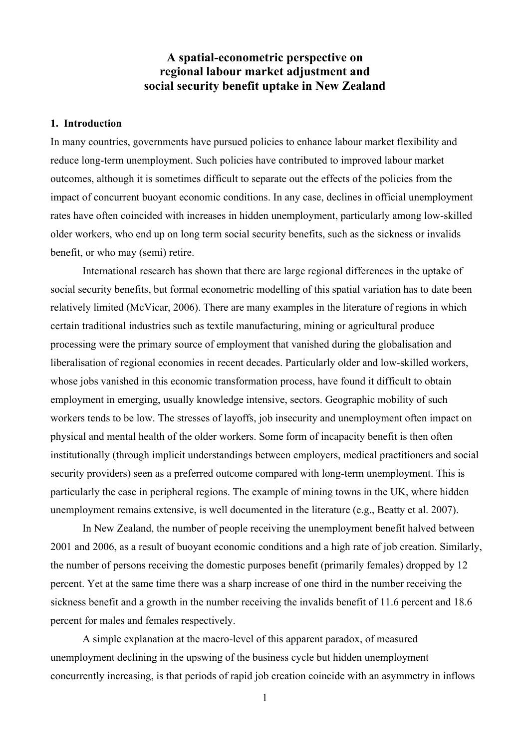# A spatial-econometric perspective on regional labour market adjustment and social security benefit uptake in New Zealand

## 1. Introduction

In many countries, governments have pursued policies to enhance labour market flexibility and reduce long-term unemployment. Such policies have contributed to improved labour market outcomes, although it is sometimes difficult to separate out the effects of the policies from the impact of concurrent buoyant economic conditions. In any case, declines in official unemployment rates have often coincided with increases in hidden unemployment, particularly among low-skilled older workers, who end up on long term social security benefits, such as the sickness or invalids benefit, or who may (semi) retire.

International research has shown that there are large regional differences in the uptake of social security benefits, but formal econometric modelling of this spatial variation has to date been relatively limited (McVicar, 2006). There are many examples in the literature of regions in which certain traditional industries such as textile manufacturing, mining or agricultural produce processing were the primary source of employment that vanished during the globalisation and liberalisation of regional economies in recent decades. Particularly older and low-skilled workers, whose jobs vanished in this economic transformation process, have found it difficult to obtain employment in emerging, usually knowledge intensive, sectors. Geographic mobility of such workers tends to be low. The stresses of layoffs, job insecurity and unemployment often impact on physical and mental health of the older workers. Some form of incapacity benefit is then often institutionally (through implicit understandings between employers, medical practitioners and social security providers) seen as a preferred outcome compared with long-term unemployment. This is particularly the case in peripheral regions. The example of mining towns in the UK, where hidden unemployment remains extensive, is well documented in the literature (e.g., Beatty et al. 2007).

In New Zealand, the number of people receiving the unemployment benefit halved between 2001 and 2006, as a result of buoyant economic conditions and a high rate of job creation. Similarly, the number of persons receiving the domestic purposes benefit (primarily females) dropped by 12 percent. Yet at the same time there was a sharp increase of one third in the number receiving the sickness benefit and a growth in the number receiving the invalids benefit of 11.6 percent and 18.6 percent for males and females respectively.

A simple explanation at the macro-level of this apparent paradox, of measured unemployment declining in the upswing of the business cycle but hidden unemployment concurrently increasing, is that periods of rapid job creation coincide with an asymmetry in inflows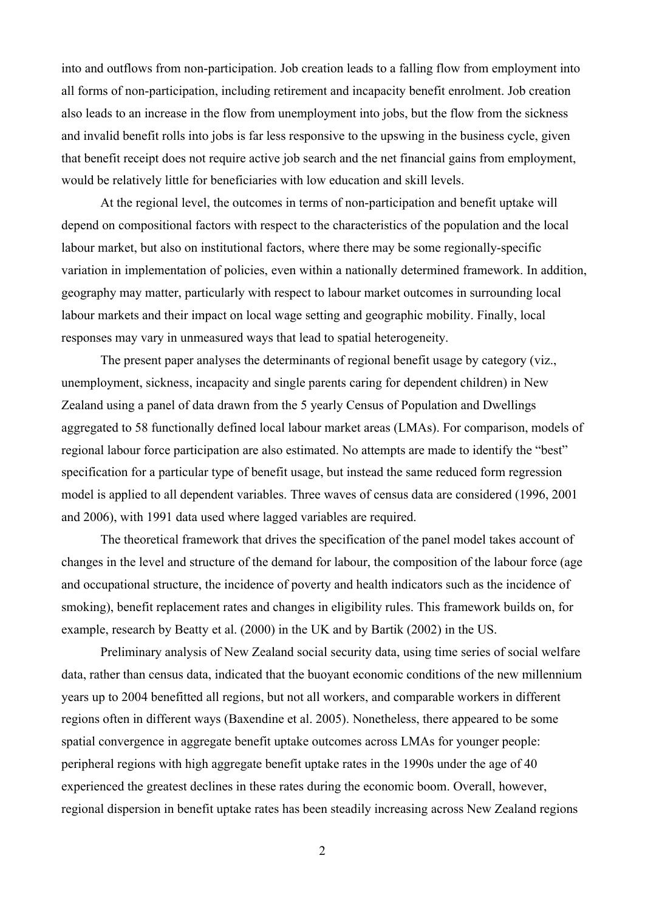into and outflows from non-participation. Job creation leads to a falling flow from employment into all forms of non-participation, including retirement and incapacity benefit enrolment. Job creation also leads to an increase in the flow from unemployment into jobs, but the flow from the sickness and invalid benefit rolls into jobs is far less responsive to the upswing in the business cycle, given that benefit receipt does not require active job search and the net financial gains from employment, would be relatively little for beneficiaries with low education and skill levels.

At the regional level, the outcomes in terms of non-participation and benefit uptake will depend on compositional factors with respect to the characteristics of the population and the local labour market, but also on institutional factors, where there may be some regionally-specific variation in implementation of policies, even within a nationally determined framework. In addition, geography may matter, particularly with respect to labour market outcomes in surrounding local labour markets and their impact on local wage setting and geographic mobility. Finally, local responses may vary in unmeasured ways that lead to spatial heterogeneity.

The present paper analyses the determinants of regional benefit usage by category (viz., unemployment, sickness, incapacity and single parents caring for dependent children) in New Zealand using a panel of data drawn from the 5 yearly Census of Population and Dwellings aggregated to 58 functionally defined local labour market areas (LMAs). For comparison, models of regional labour force participation are also estimated. No attempts are made to identify the "best" specification for a particular type of benefit usage, but instead the same reduced form regression model is applied to all dependent variables. Three waves of census data are considered (1996, 2001 and 2006), with 1991 data used where lagged variables are required.

The theoretical framework that drives the specification of the panel model takes account of changes in the level and structure of the demand for labour, the composition of the labour force (age and occupational structure, the incidence of poverty and health indicators such as the incidence of smoking), benefit replacement rates and changes in eligibility rules. This framework builds on, for example, research by Beatty et al. (2000) in the UK and by Bartik (2002) in the US.

Preliminary analysis of New Zealand social security data, using time series of social welfare data, rather than census data, indicated that the buoyant economic conditions of the new millennium years up to 2004 benefitted all regions, but not all workers, and comparable workers in different regions often in different ways (Baxendine et al. 2005). Nonetheless, there appeared to be some spatial convergence in aggregate benefit uptake outcomes across LMAs for younger people: peripheral regions with high aggregate benefit uptake rates in the 1990s under the age of 40 experienced the greatest declines in these rates during the economic boom. Overall, however, regional dispersion in benefit uptake rates has been steadily increasing across New Zealand regions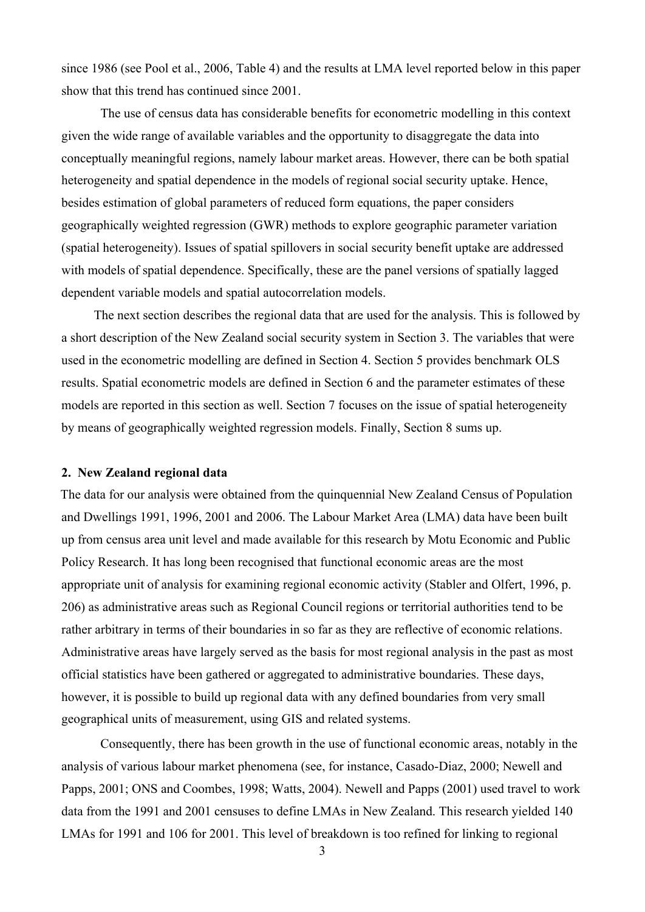since 1986 (see Pool et al., 2006, Table 4) and the results at LMA level reported below in this paper show that this trend has continued since 2001.

The use of census data has considerable benefits for econometric modelling in this context given the wide range of available variables and the opportunity to disaggregate the data into conceptually meaningful regions, namely labour market areas. However, there can be both spatial heterogeneity and spatial dependence in the models of regional social security uptake. Hence, besides estimation of global parameters of reduced form equations, the paper considers geographically weighted regression (GWR) methods to explore geographic parameter variation (spatial heterogeneity). Issues of spatial spillovers in social security benefit uptake are addressed with models of spatial dependence. Specifically, these are the panel versions of spatially lagged dependent variable models and spatial autocorrelation models.

The next section describes the regional data that are used for the analysis. This is followed by a short description of the New Zealand social security system in Section 3. The variables that were used in the econometric modelling are defined in Section 4. Section 5 provides benchmark OLS results. Spatial econometric models are defined in Section 6 and the parameter estimates of these models are reported in this section as well. Section 7 focuses on the issue of spatial heterogeneity by means of geographically weighted regression models. Finally, Section 8 sums up.

## 2. New Zealand regional data

The data for our analysis were obtained from the quinquennial New Zealand Census of Population and Dwellings 1991, 1996, 2001 and 2006. The Labour Market Area (LMA) data have been built up from census area unit level and made available for this research by Motu Economic and Public Policy Research. It has long been recognised that functional economic areas are the most appropriate unit of analysis for examining regional economic activity (Stabler and Olfert, 1996, p. 206) as administrative areas such as Regional Council regions or territorial authorities tend to be rather arbitrary in terms of their boundaries in so far as they are reflective of economic relations. Administrative areas have largely served as the basis for most regional analysis in the past as most official statistics have been gathered or aggregated to administrative boundaries. These days, however, it is possible to build up regional data with any defined boundaries from very small geographical units of measurement, using GIS and related systems.

Consequently, there has been growth in the use of functional economic areas, notably in the analysis of various labour market phenomena (see, for instance, Casado-Diaz, 2000; Newell and Papps, 2001; ONS and Coombes, 1998; Watts, 2004). Newell and Papps (2001) used travel to work data from the 1991 and 2001 censuses to define LMAs in New Zealand. This research yielded 140 LMAs for 1991 and 106 for 2001. This level of breakdown is too refined for linking to regional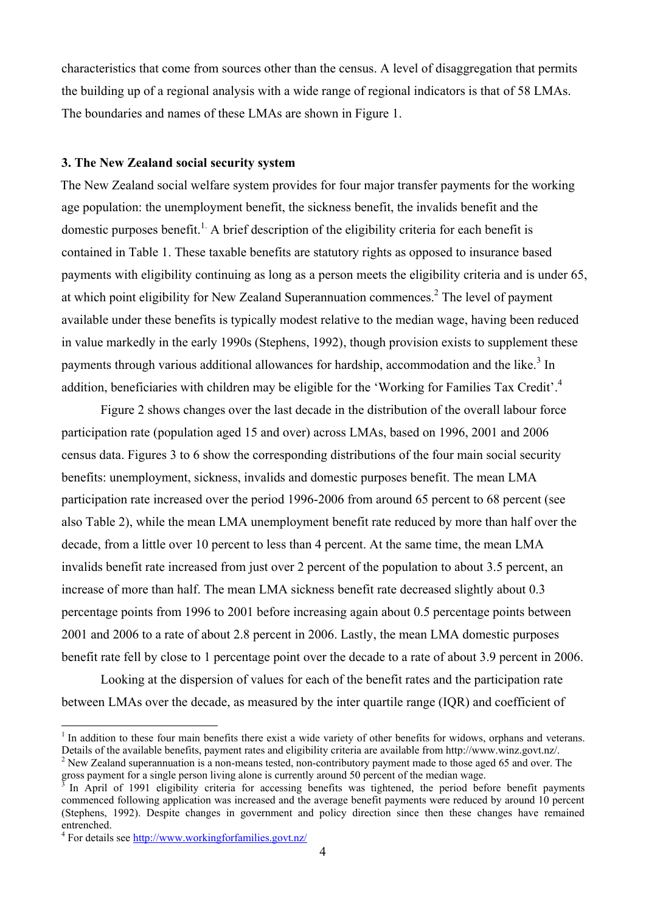characteristics that come from sources other than the census. A level of disaggregation that permits the building up of a regional analysis with a wide range of regional indicators is that of 58 LMAs. The boundaries and names of these LMAs are shown in Figure 1.

### 3. The New Zealand social security system

The New Zealand social welfare system provides for four major transfer payments for the working age population: the unemployment benefit, the sickness benefit, the invalids benefit and the domestic purposes benefit.[1] A brief description of the eligibility criteria for each benefit is contained in Table 1. These taxable benefits are statutory rights as opposed to insurance based payments with eligibility continuing as long as a person meets the eligibility criteria and is under 65, at which point eligibility for New Zealand Superannuation commences.[2] The level of payment available under these benefits is typically modest relative to the median wage, having been reduced in value markedly in the early 1990s (Stephens, 1992), though provision exists to supplement these payments through various additional allowances for hardship, accommodation and the like.[3] In addition, beneficiaries with children may be eligible for the 'Working for Families Tax Credit'.[4]

Figure 2 shows changes over the last decade in the distribution of the overall labour force participation rate (population aged 15 and over) across LMAs, based on 1996, 2001 and 2006 census data. Figures 3 to 6 show the corresponding distributions of the four main social security benefits: unemployment, sickness, invalids and domestic purposes benefit. The mean LMA participation rate increased over the period 1996-2006 from around 65 percent to 68 percent (see also Table 2), while the mean LMA unemployment benefit rate reduced by more than half over the decade, from a little over 10 percent to less than 4 percent. At the same time, the mean LMA invalids benefit rate increased from just over 2 percent of the population to about 3.5 percent, an increase of more than half. The mean LMA sickness benefit rate decreased slightly about 0.3 percentage points from 1996 to 2001 before increasing again about 0.5 percentage points between 2001 and 2006 to a rate of about 2.8 percent in 2006. Lastly, the mean LMA domestic purposes benefit rate fell by close to 1 percentage point over the decade to a rate of about 3.9 percent in 2006.

Looking at the dispersion of values for each of the benefit rates and the participation rate between LMAs over the decade, as measured by the inter quartile range (IQR) and coefficient of

---

[1] In addition to these four main benefits there exist a wide variety of other benefits for widows, orphans and veterans. Details of the available benefits, payment rates and eligibility criteria are available from http://www.winz.govt.nz/.

[2] New Zealand superannuation is a non-means tested, non-contributory payment made to those aged 65 and over. The gross payment for a single person living alone is currently around 50 percent of the median wage.

[3] In April of 1991 eligibility criteria for accessing benefits was tightened, the period before benefit payments commenced following application was increased and the average benefit payments were reduced by around 10 percent (Stephens, 1992). Despite changes in government and policy direction since then these changes have remained entrenched.

[4] For details see http://www.workingforfamilies.govt.nz/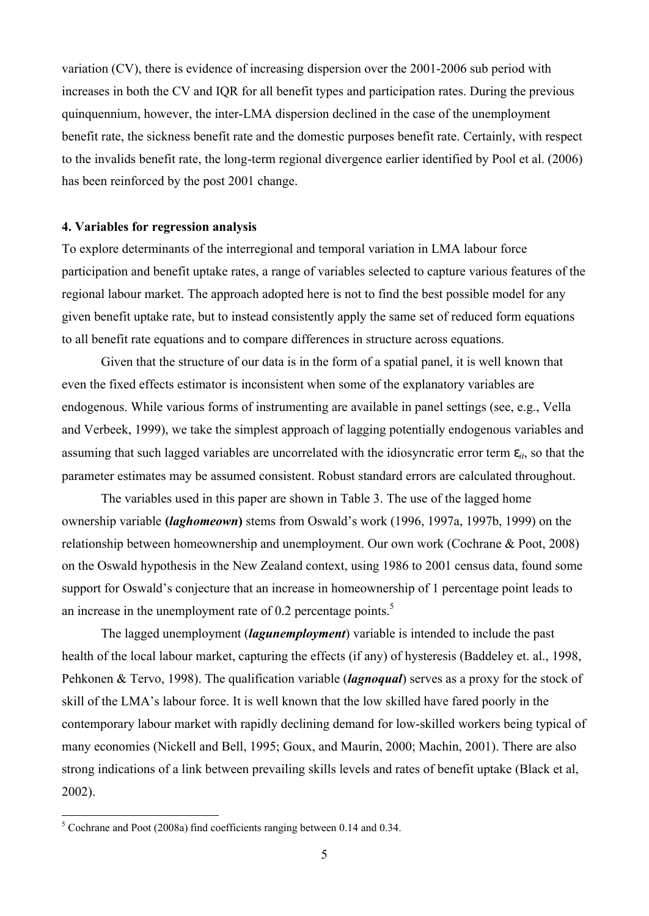variation (CV), there is evidence of increasing dispersion over the 2001-2006 sub period with increases in both the CV and IQR for all benefit types and participation rates. During the previous quinquennium, however, the inter-LMA dispersion declined in the case of the unemployment benefit rate, the sickness benefit rate and the domestic purposes benefit rate. Certainly, with respect to the invalids benefit rate, the long-term regional divergence earlier identified by Pool et al. (2006) has been reinforced by the post 2001 change.

#### 4. Variables for regression analysis

To explore determinants of the interregional and temporal variation in LMA labour force participation and benefit uptake rates, a range of variables selected to capture various features of the regional labour market. The approach adopted here is not to find the best possible model for any given benefit uptake rate, but to instead consistently apply the same set of reduced form equations to all benefit rate equations and to compare differences in structure across equations.

Given that the structure of our data is in the form of a spatial panel, it is well known that even the fixed effects estimator is inconsistent when some of the explanatory variables are endogenous. While various forms of instrumenting are available in panel settings (see, e.g., Vella and Verbeek, 1999), we take the simplest approach of lagging potentially endogenous variables and assuming that such lagged variables are uncorrelated with the idiosyncratic error term $\varepsilon_{it}$, so that the parameter estimates may be assumed consistent. Robust standard errors are calculated throughout.

The variables used in this paper are shown in Table 3. The use of the lagged home ownership variable **(*laghomeown*)** stems from Oswald's work (1996, 1997a, 1997b, 1999) on the relationship between homeownership and unemployment. Our own work (Cochrane & Poot, 2008) on the Oswald hypothesis in the New Zealand context, using 1986 to 2001 census data, found some support for Oswald's conjecture that an increase in homeownership of 1 percentage point leads to an increase in the unemployment rate of 0.2 percentage points.[5]

The lagged unemployment (***lagunemployment***) variable is intended to include the past health of the local labour market, capturing the effects (if any) of hysteresis (Baddeley et. al., 1998, Pehkonen & Tervo, 1998). The qualification variable (***lagnoqual***) serves as a proxy for the stock of skill of the LMA's labour force. It is well known that the low skilled have fared poorly in the contemporary labour market with rapidly declining demand for low-skilled workers being typical of many economies (Nickell and Bell, 1995; Goux, and Maurin, 2000; Machin, 2001). There are also strong indications of a link between prevailing skills levels and rates of benefit uptake (Black et al, 2002).

[5] Cochrane and Poot (2008a) find coefficients ranging between 0.14 and 0.34.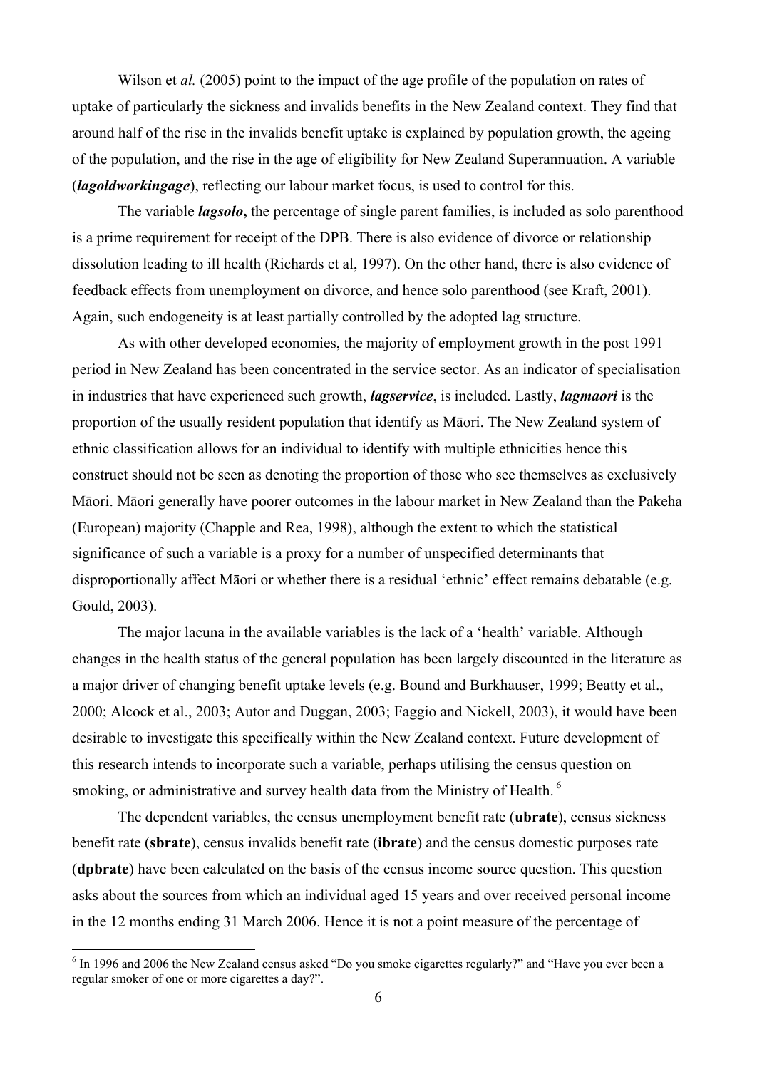Wilson et *al.* (2005) point to the impact of the age profile of the population on rates of uptake of particularly the sickness and invalids benefits in the New Zealand context. They find that around half of the rise in the invalids benefit uptake is explained by population growth, the ageing of the population, and the rise in the age of eligibility for New Zealand Superannuation. A variable (***lagoldworkingage***), reflecting our labour market focus, is used to control for this.

The variable ***lagsolo*,** the percentage of single parent families, is included as solo parenthood is a prime requirement for receipt of the DPB. There is also evidence of divorce or relationship dissolution leading to ill health (Richards et al, 1997). On the other hand, there is also evidence of feedback effects from unemployment on divorce, and hence solo parenthood (see Kraft, 2001). Again, such endogeneity is at least partially controlled by the adopted lag structure.

As with other developed economies, the majority of employment growth in the post 1991 period in New Zealand has been concentrated in the service sector. As an indicator of specialisation in industries that have experienced such growth, ***lagservice***, is included. Lastly, ***lagmaori*** is the proportion of the usually resident population that identify as Māori. The New Zealand system of ethnic classification allows for an individual to identify with multiple ethnicities hence this construct should not be seen as denoting the proportion of those who see themselves as exclusively Māori. Māori generally have poorer outcomes in the labour market in New Zealand than the Pakeha (European) majority (Chapple and Rea, 1998), although the extent to which the statistical significance of such a variable is a proxy for a number of unspecified determinants that disproportionally affect Māori or whether there is a residual 'ethnic' effect remains debatable (e.g. Gould, 2003).

The major lacuna in the available variables is the lack of a 'health' variable. Although changes in the health status of the general population has been largely discounted in the literature as a major driver of changing benefit uptake levels (e.g. Bound and Burkhauser, 1999; Beatty et al., 2000; Alcock et al., 2003; Autor and Duggan, 2003; Faggio and Nickell, 2003), it would have been desirable to investigate this specifically within the New Zealand context. Future development of this research intends to incorporate such a variable, perhaps utilising the census question on smoking, or administrative and survey health data from the Ministry of Health. [6]

The dependent variables, the census unemployment benefit rate (**ubrate**), census sickness benefit rate (**sbrate**), census invalids benefit rate (**ibrate**) and the census domestic purposes rate (**dpbrate**) have been calculated on the basis of the census income source question. This question asks about the sources from which an individual aged 15 years and over received personal income in the 12 months ending 31 March 2006. Hence it is not a point measure of the percentage of

[6] In 1996 and 2006 the New Zealand census asked "Do you smoke cigarettes regularly?" and "Have you ever been a regular smoker of one or more cigarettes a day?".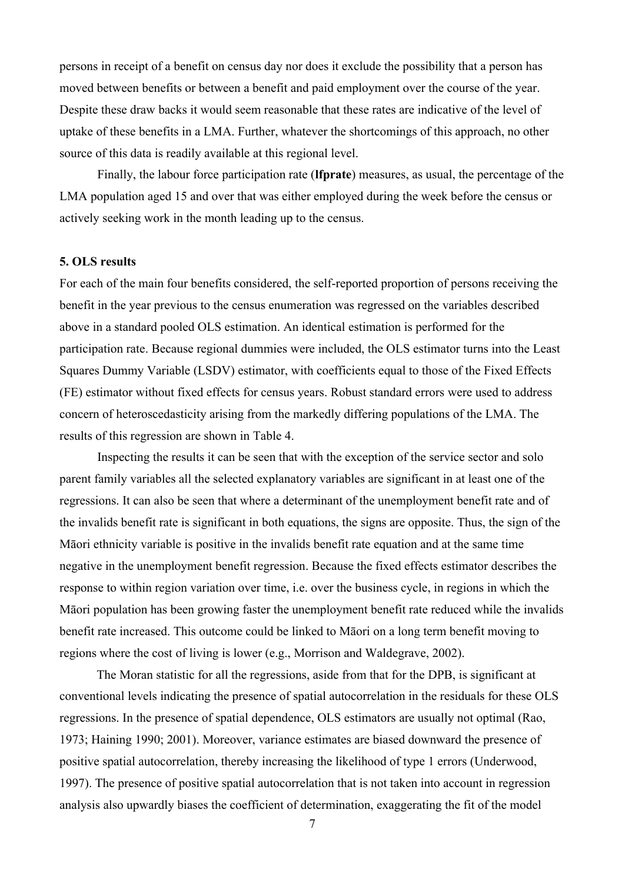persons in receipt of a benefit on census day nor does it exclude the possibility that a person has moved between benefits or between a benefit and paid employment over the course of the year. Despite these draw backs it would seem reasonable that these rates are indicative of the level of uptake of these benefits in a LMA. Further, whatever the shortcomings of this approach, no other source of this data is readily available at this regional level.

Finally, the labour force participation rate (**lfprate**) measures, as usual, the percentage of the LMA population aged 15 and over that was either employed during the week before the census or actively seeking work in the month leading up to the census.

## 5. OLS results

For each of the main four benefits considered, the self-reported proportion of persons receiving the benefit in the year previous to the census enumeration was regressed on the variables described above in a standard pooled OLS estimation. An identical estimation is performed for the participation rate. Because regional dummies were included, the OLS estimator turns into the Least Squares Dummy Variable (LSDV) estimator, with coefficients equal to those of the Fixed Effects (FE) estimator without fixed effects for census years. Robust standard errors were used to address concern of heteroscedasticity arising from the markedly differing populations of the LMA. The results of this regression are shown in Table 4.

Inspecting the results it can be seen that with the exception of the service sector and solo parent family variables all the selected explanatory variables are significant in at least one of the regressions. It can also be seen that where a determinant of the unemployment benefit rate and of the invalids benefit rate is significant in both equations, the signs are opposite. Thus, the sign of the Māori ethnicity variable is positive in the invalids benefit rate equation and at the same time negative in the unemployment benefit regression. Because the fixed effects estimator describes the response to within region variation over time, i.e. over the business cycle, in regions in which the Māori population has been growing faster the unemployment benefit rate reduced while the invalids benefit rate increased. This outcome could be linked to Māori on a long term benefit moving to regions where the cost of living is lower (e.g., Morrison and Waldegrave, 2002).

The Moran statistic for all the regressions, aside from that for the DPB, is significant at conventional levels indicating the presence of spatial autocorrelation in the residuals for these OLS regressions. In the presence of spatial dependence, OLS estimators are usually not optimal (Rao, 1973; Haining 1990; 2001). Moreover, variance estimates are biased downward the presence of positive spatial autocorrelation, thereby increasing the likelihood of type 1 errors (Underwood, 1997). The presence of positive spatial autocorrelation that is not taken into account in regression analysis also upwardly biases the coefficient of determination, exaggerating the fit of the model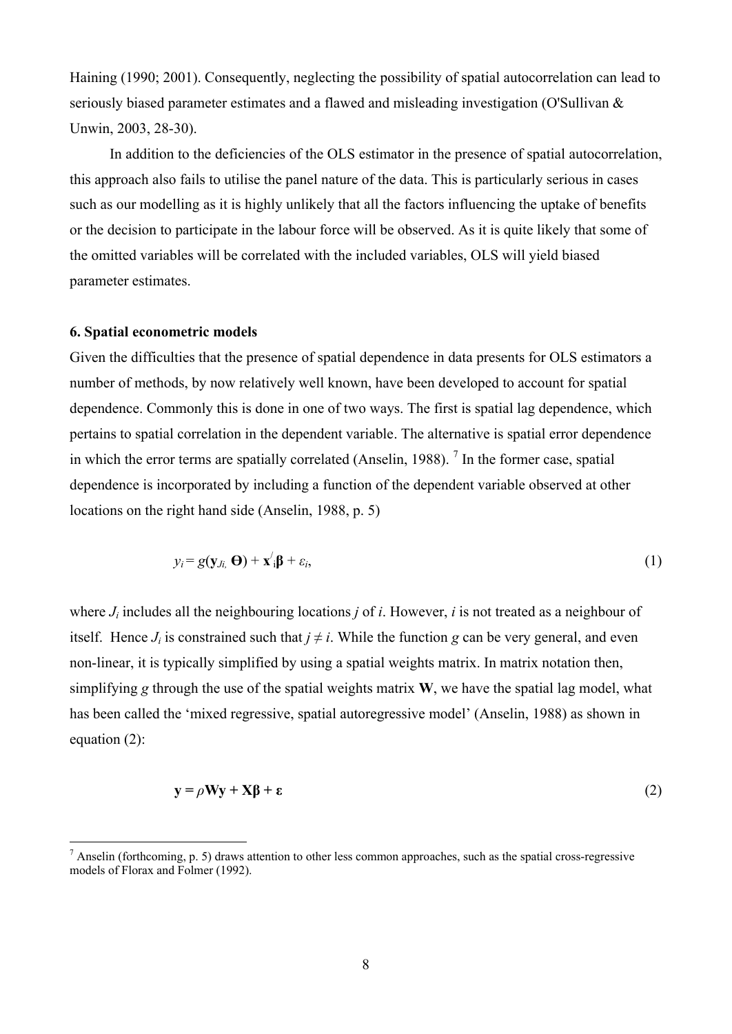Haining (1990; 2001). Consequently, neglecting the possibility of spatial autocorrelation can lead to seriously biased parameter estimates and a flawed and misleading investigation (O'Sullivan & Unwin, 2003, 28-30).

In addition to the deficiencies of the OLS estimator in the presence of spatial autocorrelation, this approach also fails to utilise the panel nature of the data. This is particularly serious in cases such as our modelling as it is highly unlikely that all the factors influencing the uptake of benefits or the decision to participate in the labour force will be observed. As it is quite likely that some of the omitted variables will be correlated with the included variables, OLS will yield biased parameter estimates.

### 6. Spatial econometric models

Given the difficulties that the presence of spatial dependence in data presents for OLS estimators a number of methods, by now relatively well known, have been developed to account for spatial dependence. Commonly this is done in one of two ways. The first is spatial lag dependence, which pertains to spatial correlation in the dependent variable. The alternative is spatial error dependence in which the error terms are spatially correlated (Anselin, 1988). [7] In the former case, spatial dependence is incorporated by including a function of the dependent variable observed at other locations on the right hand side (Anselin, 1988, p. 5)

$$y_i = g(\mathbf{y}_{J_i}, \mathbf{\Theta}) + \mathbf{x}_i^{/}\boldsymbol{\beta} + \varepsilon_i, \tag{1}$$

where $J_i$ includes all the neighbouring locations $j$ of $i$. However, $i$ is not treated as a neighbour of itself. Hence $J_i$ is constrained such that $j \neq i$. While the function $g$ can be very general, and even non-linear, it is typically simplified by using a spatial weights matrix. In matrix notation then, simplifying $g$ through the use of the spatial weights matrix $\mathbf{W}$, we have the spatial lag model, what has been called the 'mixed regressive, spatial autoregressive model' (Anselin, 1988) as shown in equation (2):

$$\mathbf{y} = \rho\mathbf{W}\mathbf{y} + \mathbf{X}\boldsymbol{\beta} + \boldsymbol{\varepsilon} \tag{2}$$

---

[7] Anselin (forthcoming, p. 5) draws attention to other less common approaches, such as the spatial cross-regressive models of Florax and Folmer (1992).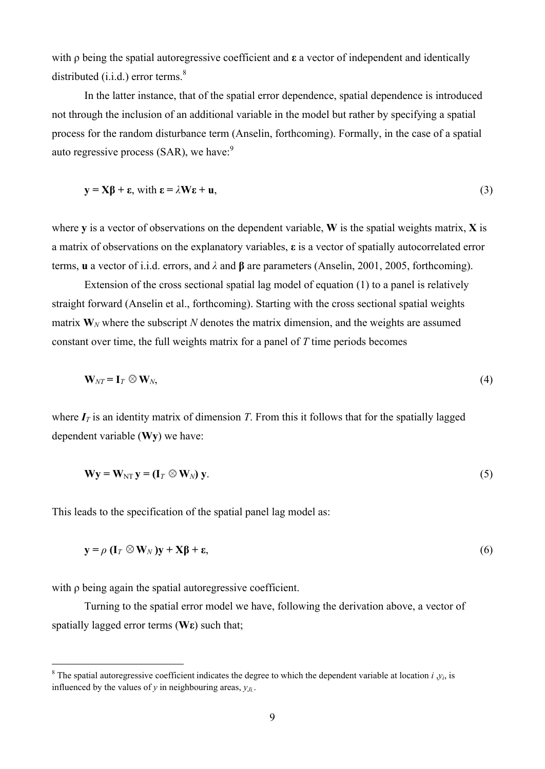with ρ being the spatial autoregressive coefficient and **ε** a vector of independent and identically distributed (i.i.d.) error terms.[8]

In the latter instance, that of the spatial error dependence, spatial dependence is introduced not through the inclusion of an additional variable in the model but rather by specifying a spatial process for the random disturbance term (Anselin, forthcoming). Formally, in the case of a spatial auto regressive process (SAR), we have:[9]

$$\mathbf{y} = \mathbf{X}\boldsymbol{\beta} + \boldsymbol{\varepsilon}, \text{ with } \boldsymbol{\varepsilon} = \lambda\mathbf{W}\boldsymbol{\varepsilon} + \mathbf{u}, \tag{3}$$

where **y** is a vector of observations on the dependent variable, **W** is the spatial weights matrix, **X** is a matrix of observations on the explanatory variables, **ε** is a vector of spatially autocorrelated error terms, **u** a vector of i.i.d. errors, and $\lambda$ and **β** are parameters (Anselin, 2001, 2005, forthcoming).

Extension of the cross sectional spatial lag model of equation (1) to a panel is relatively straight forward (Anselin et al., forthcoming). Starting with the cross sectional spatial weights matrix $\mathbf{W}_N$ where the subscript $N$ denotes the matrix dimension, and the weights are assumed constant over time, the full weights matrix for a panel of $T$ time periods becomes

$$\mathbf{W}_{NT} = \mathbf{I}_T \otimes \mathbf{W}_N, \tag{4}$$

where $\boldsymbol{I}_T$ is an identity matrix of dimension $T$. From this it follows that for the spatially lagged dependent variable (**Wy**) we have:

$$\mathbf{Wy} = \mathbf{W}_{\mathrm{NT}}\,\mathbf{y} = (\mathbf{I}_T \otimes \mathbf{W}_N)\,\mathbf{y}. \tag{5}$$

This leads to the specification of the spatial panel lag model as:

$$\mathbf{y} = \rho\,(\mathbf{I}_T \otimes \mathbf{W}_N)\mathbf{y} + \mathbf{X}\boldsymbol{\beta} + \boldsymbol{\varepsilon}, \tag{6}$$

with ρ being again the spatial autoregressive coefficient.

Turning to the spatial error model we have, following the derivation above, a vector of spatially lagged error terms (**Wε**) such that;

---

[8] The spatial autoregressive coefficient indicates the degree to which the dependent variable at location $i$, $y_i$, is influenced by the values of $y$ in neighbouring areas, $y_{Ji}$.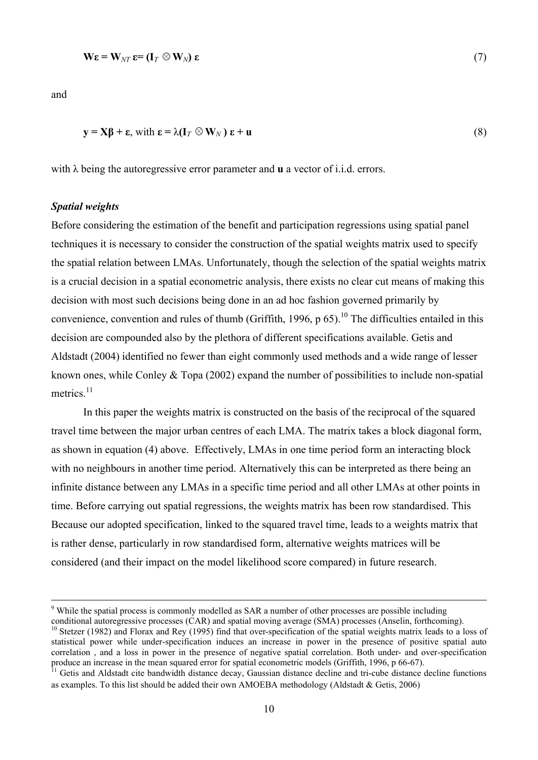$$\mathbf{W}\boldsymbol{\varepsilon} = \mathbf{W}_{NT}\,\boldsymbol{\varepsilon} = (\mathbf{I}_T \otimes \mathbf{W}_N)\,\boldsymbol{\varepsilon} \tag{7}$$

and

$$\mathbf{y} = \mathbf{X}\boldsymbol{\beta} + \boldsymbol{\varepsilon}, \text{ with } \boldsymbol{\varepsilon} = \lambda(\mathbf{I}_T \otimes \mathbf{W}_N)\,\boldsymbol{\varepsilon} + \mathbf{u} \tag{8}$$

with $\lambda$ being the autoregressive error parameter and **u** a vector of i.i.d. errors.

***Spatial weights***

Before considering the estimation of the benefit and participation regressions using spatial panel techniques it is necessary to consider the construction of the spatial weights matrix used to specify the spatial relation between LMAs. Unfortunately, though the selection of the spatial weights matrix is a crucial decision in a spatial econometric analysis, there exists no clear cut means of making this decision with most such decisions being done in an ad hoc fashion governed primarily by convenience, convention and rules of thumb (Griffith, 1996, p 65).[10] The difficulties entailed in this decision are compounded also by the plethora of different specifications available. Getis and Aldstadt (2004) identified no fewer than eight commonly used methods and a wide range of lesser known ones, while Conley & Topa (2002) expand the number of possibilities to include non-spatial metrics.[11]

In this paper the weights matrix is constructed on the basis of the reciprocal of the squared travel time between the major urban centres of each LMA. The matrix takes a block diagonal form, as shown in equation (4) above. Effectively, LMAs in one time period form an interacting block with no neighbours in another time period. Alternatively this can be interpreted as there being an infinite distance between any LMAs in a specific time period and all other LMAs at other points in time. Before carrying out spatial regressions, the weights matrix has been row standardised. This Because our adopted specification, linked to the squared travel time, leads to a weights matrix that is rather dense, particularly in row standardised form, alternative weights matrices will be considered (and their impact on the model likelihood score compared) in future research.

---

[9] While the spatial process is commonly modelled as SAR a number of other processes are possible including conditional autoregressive processes (CAR) and spatial moving average (SMA) processes (Anselin, forthcoming).

[10] Stetzer (1982) and Florax and Rey (1995) find that over-specification of the spatial weights matrix leads to a loss of statistical power while under-specification induces an increase in power in the presence of positive spatial auto correlation , and a loss in power in the presence of negative spatial correlation. Both under- and over-specification produce an increase in the mean squared error for spatial econometric models (Griffith, 1996, p 66-67).

[11] Getis and Aldstadt cite bandwidth distance decay, Gaussian distance decline and tri-cube distance decline functions as examples. To this list should be added their own AMOEBA methodology (Aldstadt & Getis, 2006)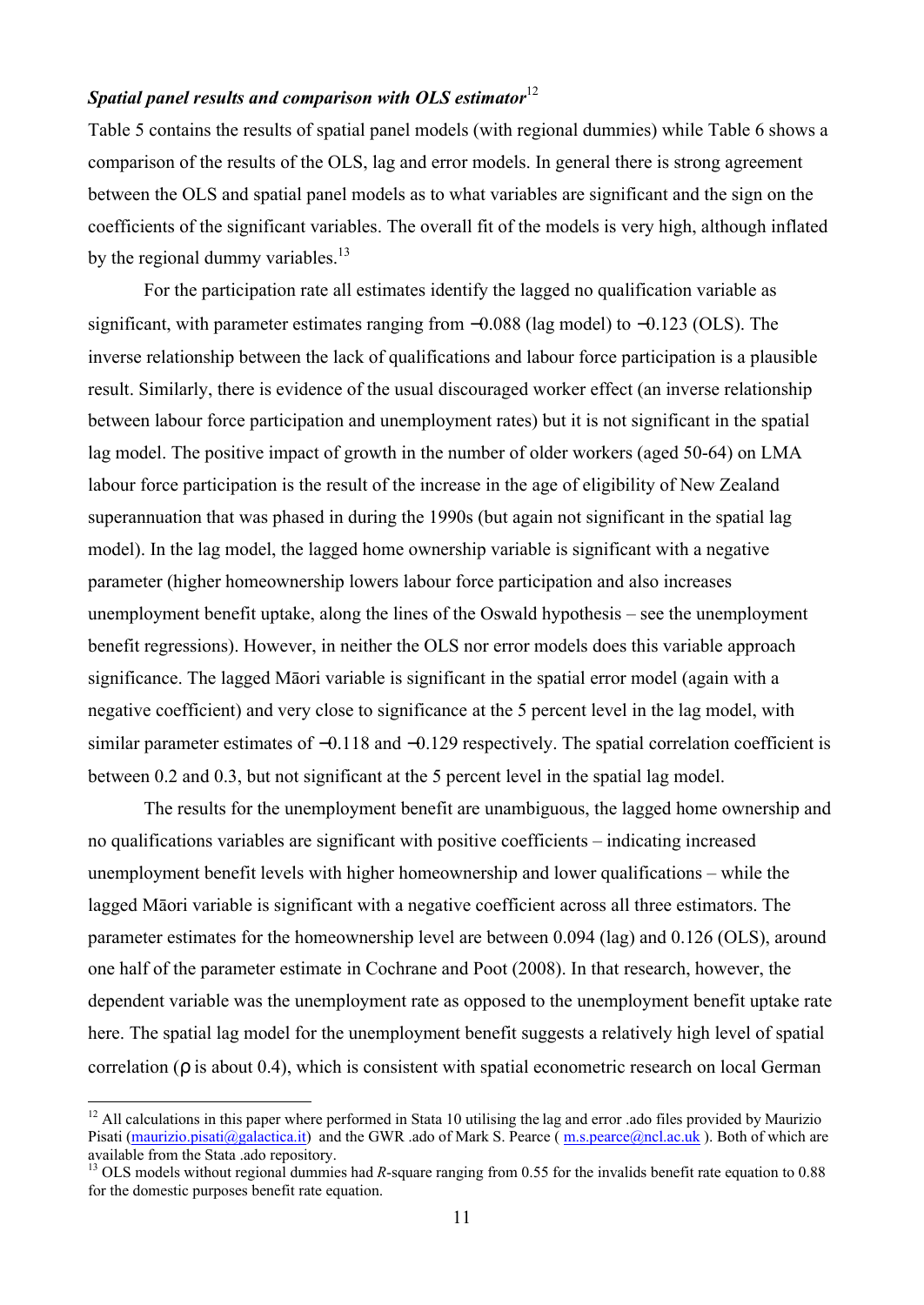### *Spatial panel results and comparison with OLS estimator*[12]

Table 5 contains the results of spatial panel models (with regional dummies) while Table 6 shows a comparison of the results of the OLS, lag and error models. In general there is strong agreement between the OLS and spatial panel models as to what variables are significant and the sign on the coefficients of the significant variables. The overall fit of the models is very high, although inflated by the regional dummy variables.[13]

For the participation rate all estimates identify the lagged no qualification variable as significant, with parameter estimates ranging from −0.088 (lag model) to −0.123 (OLS). The inverse relationship between the lack of qualifications and labour force participation is a plausible result. Similarly, there is evidence of the usual discouraged worker effect (an inverse relationship between labour force participation and unemployment rates) but it is not significant in the spatial lag model. The positive impact of growth in the number of older workers (aged 50-64) on LMA labour force participation is the result of the increase in the age of eligibility of New Zealand superannuation that was phased in during the 1990s (but again not significant in the spatial lag model). In the lag model, the lagged home ownership variable is significant with a negative parameter (higher homeownership lowers labour force participation and also increases unemployment benefit uptake, along the lines of the Oswald hypothesis – see the unemployment benefit regressions). However, in neither the OLS nor error models does this variable approach significance. The lagged Māori variable is significant in the spatial error model (again with a negative coefficient) and very close to significance at the 5 percent level in the lag model, with similar parameter estimates of −0.118 and −0.129 respectively. The spatial correlation coefficient is between 0.2 and 0.3, but not significant at the 5 percent level in the spatial lag model.

The results for the unemployment benefit are unambiguous, the lagged home ownership and no qualifications variables are significant with positive coefficients – indicating increased unemployment benefit levels with higher homeownership and lower qualifications – while the lagged Māori variable is significant with a negative coefficient across all three estimators. The parameter estimates for the homeownership level are between 0.094 (lag) and 0.126 (OLS), around one half of the parameter estimate in Cochrane and Poot (2008). In that research, however, the dependent variable was the unemployment rate as opposed to the unemployment benefit uptake rate here. The spatial lag model for the unemployment benefit suggests a relatively high level of spatial correlation ($\rho$ is about 0.4), which is consistent with spatial econometric research on local German

[12] All calculations in this paper where performed in Stata 10 utilising the lag and error .ado files provided by Maurizio Pisati (maurizio.pisati@galactica.it) and the GWR .ado of Mark S. Pearce ( m.s.pearce@ncl.ac.uk ). Both of which are available from the Stata .ado repository.

[13] OLS models without regional dummies had $R$-square ranging from 0.55 for the invalids benefit rate equation to 0.88 for the domestic purposes benefit rate equation.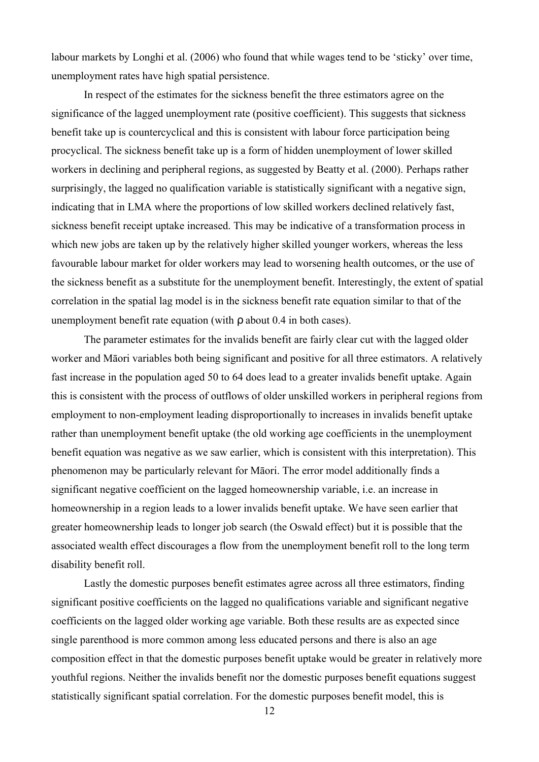labour markets by Longhi et al. (2006) who found that while wages tend to be 'sticky' over time, unemployment rates have high spatial persistence.

In respect of the estimates for the sickness benefit the three estimators agree on the significance of the lagged unemployment rate (positive coefficient). This suggests that sickness benefit take up is countercyclical and this is consistent with labour force participation being procyclical. The sickness benefit take up is a form of hidden unemployment of lower skilled workers in declining and peripheral regions, as suggested by Beatty et al. (2000). Perhaps rather surprisingly, the lagged no qualification variable is statistically significant with a negative sign, indicating that in LMA where the proportions of low skilled workers declined relatively fast, sickness benefit receipt uptake increased. This may be indicative of a transformation process in which new jobs are taken up by the relatively higher skilled younger workers, whereas the less favourable labour market for older workers may lead to worsening health outcomes, or the use of the sickness benefit as a substitute for the unemployment benefit. Interestingly, the extent of spatial correlation in the spatial lag model is in the sickness benefit rate equation similar to that of the unemployment benefit rate equation (with $\rho$ about 0.4 in both cases).

The parameter estimates for the invalids benefit are fairly clear cut with the lagged older worker and Māori variables both being significant and positive for all three estimators. A relatively fast increase in the population aged 50 to 64 does lead to a greater invalids benefit uptake. Again this is consistent with the process of outflows of older unskilled workers in peripheral regions from employment to non-employment leading disproportionally to increases in invalids benefit uptake rather than unemployment benefit uptake (the old working age coefficients in the unemployment benefit equation was negative as we saw earlier, which is consistent with this interpretation). This phenomenon may be particularly relevant for Māori. The error model additionally finds a significant negative coefficient on the lagged homeownership variable, i.e. an increase in homeownership in a region leads to a lower invalids benefit uptake. We have seen earlier that greater homeownership leads to longer job search (the Oswald effect) but it is possible that the associated wealth effect discourages a flow from the unemployment benefit roll to the long term disability benefit roll.

Lastly the domestic purposes benefit estimates agree across all three estimators, finding significant positive coefficients on the lagged no qualifications variable and significant negative coefficients on the lagged older working age variable. Both these results are as expected since single parenthood is more common among less educated persons and there is also an age composition effect in that the domestic purposes benefit uptake would be greater in relatively more youthful regions. Neither the invalids benefit nor the domestic purposes benefit equations suggest statistically significant spatial correlation. For the domestic purposes benefit model, this is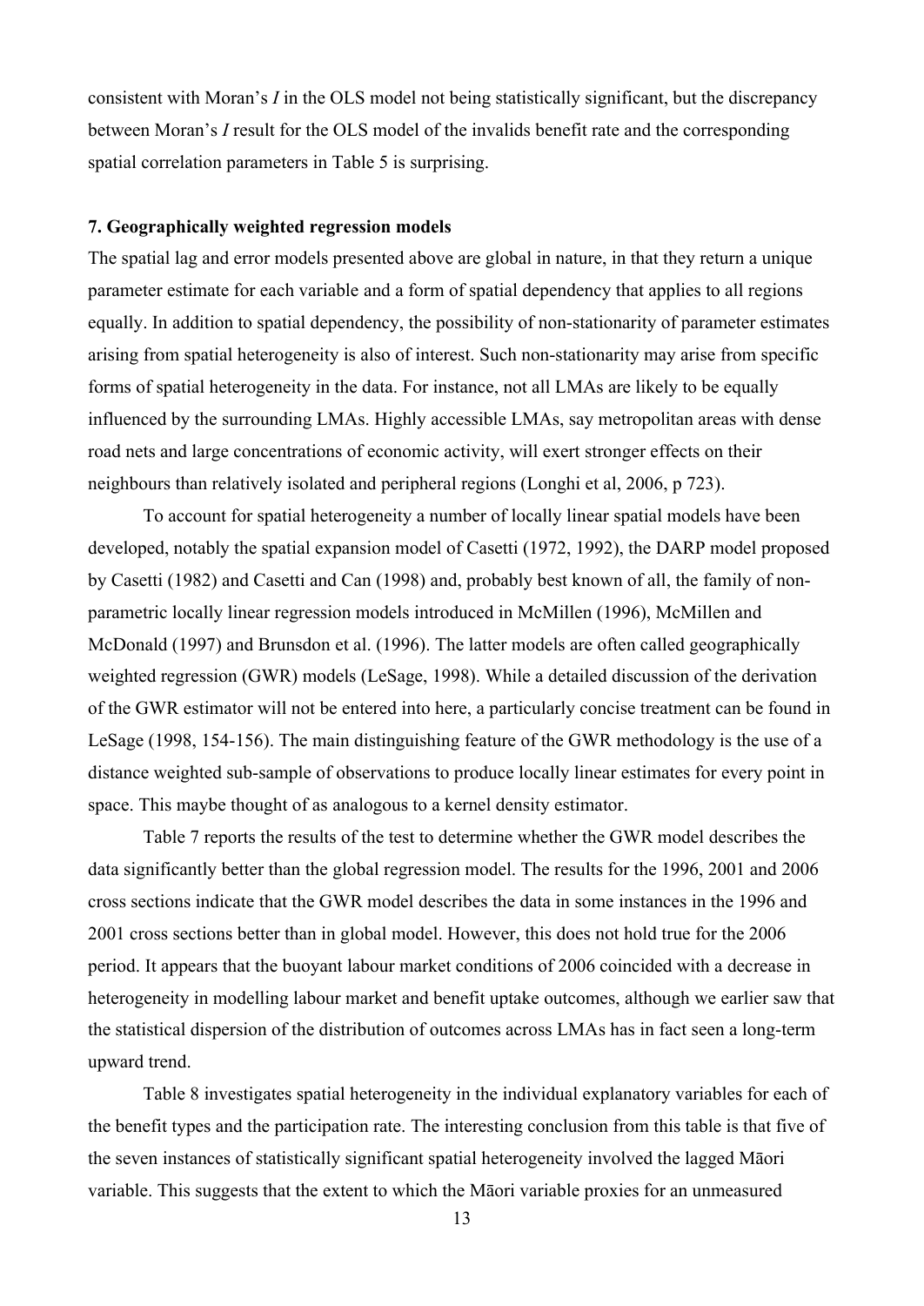consistent with Moran's *I* in the OLS model not being statistically significant, but the discrepancy between Moran's *I* result for the OLS model of the invalids benefit rate and the corresponding spatial correlation parameters in Table 5 is surprising.

### 7. Geographically weighted regression models

The spatial lag and error models presented above are global in nature, in that they return a unique parameter estimate for each variable and a form of spatial dependency that applies to all regions equally. In addition to spatial dependency, the possibility of non-stationarity of parameter estimates arising from spatial heterogeneity is also of interest. Such non-stationarity may arise from specific forms of spatial heterogeneity in the data. For instance, not all LMAs are likely to be equally influenced by the surrounding LMAs. Highly accessible LMAs, say metropolitan areas with dense road nets and large concentrations of economic activity, will exert stronger effects on their neighbours than relatively isolated and peripheral regions (Longhi et al, 2006, p 723).

To account for spatial heterogeneity a number of locally linear spatial models have been developed, notably the spatial expansion model of Casetti (1972, 1992), the DARP model proposed by Casetti (1982) and Casetti and Can (1998) and, probably best known of all, the family of non-parametric locally linear regression models introduced in McMillen (1996), McMillen and McDonald (1997) and Brunsdon et al. (1996). The latter models are often called geographically weighted regression (GWR) models (LeSage, 1998). While a detailed discussion of the derivation of the GWR estimator will not be entered into here, a particularly concise treatment can be found in LeSage (1998, 154-156). The main distinguishing feature of the GWR methodology is the use of a distance weighted sub-sample of observations to produce locally linear estimates for every point in space. This maybe thought of as analogous to a kernel density estimator.

Table 7 reports the results of the test to determine whether the GWR model describes the data significantly better than the global regression model. The results for the 1996, 2001 and 2006 cross sections indicate that the GWR model describes the data in some instances in the 1996 and 2001 cross sections better than in global model. However, this does not hold true for the 2006 period. It appears that the buoyant labour market conditions of 2006 coincided with a decrease in heterogeneity in modelling labour market and benefit uptake outcomes, although we earlier saw that the statistical dispersion of the distribution of outcomes across LMAs has in fact seen a long-term upward trend.

Table 8 investigates spatial heterogeneity in the individual explanatory variables for each of the benefit types and the participation rate. The interesting conclusion from this table is that five of the seven instances of statistically significant spatial heterogeneity involved the lagged Māori variable. This suggests that the extent to which the Māori variable proxies for an unmeasured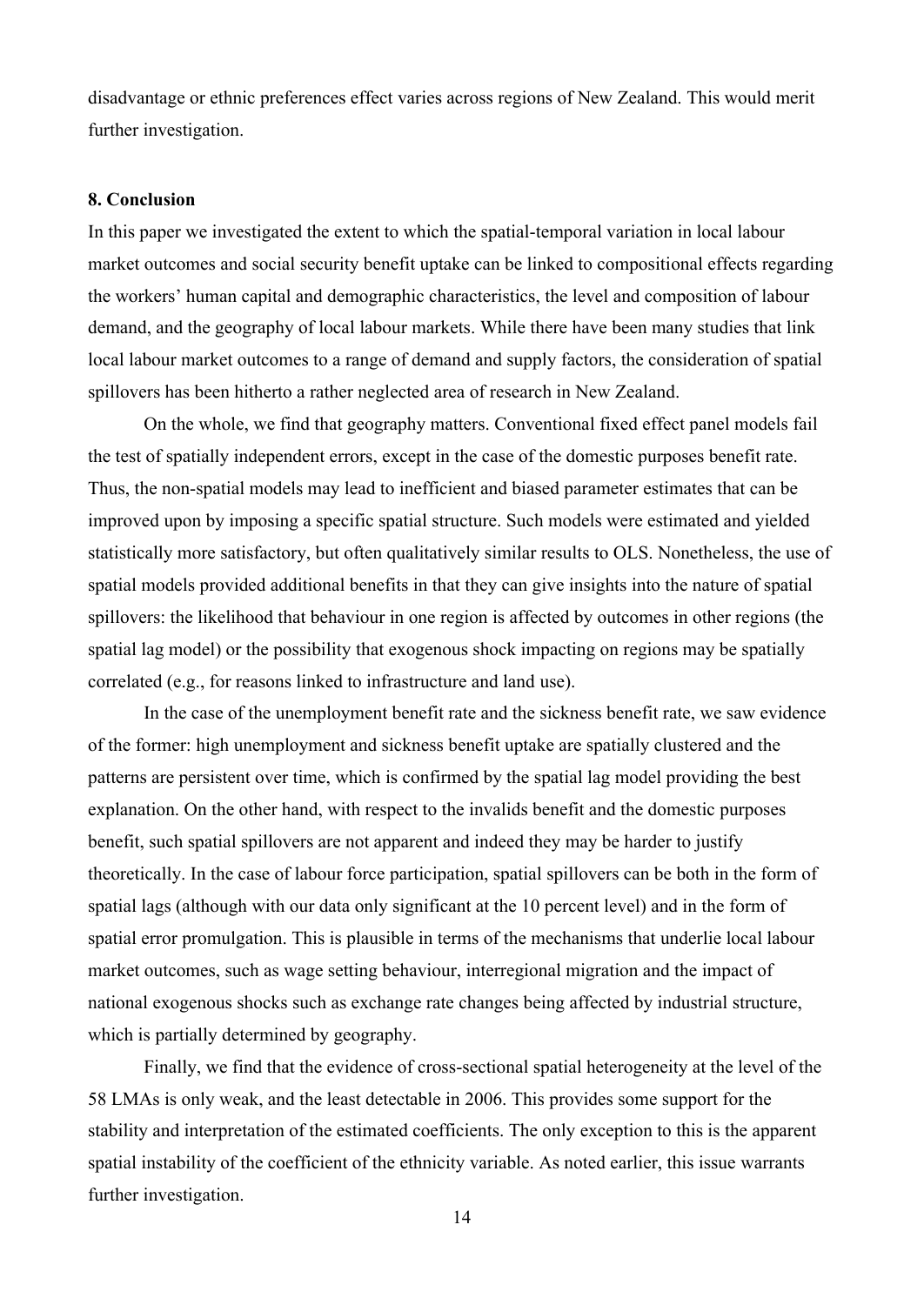disadvantage or ethnic preferences effect varies across regions of New Zealand. This would merit further investigation.

### 8. Conclusion

In this paper we investigated the extent to which the spatial-temporal variation in local labour market outcomes and social security benefit uptake can be linked to compositional effects regarding the workers' human capital and demographic characteristics, the level and composition of labour demand, and the geography of local labour markets. While there have been many studies that link local labour market outcomes to a range of demand and supply factors, the consideration of spatial spillovers has been hitherto a rather neglected area of research in New Zealand.

On the whole, we find that geography matters. Conventional fixed effect panel models fail the test of spatially independent errors, except in the case of the domestic purposes benefit rate. Thus, the non-spatial models may lead to inefficient and biased parameter estimates that can be improved upon by imposing a specific spatial structure. Such models were estimated and yielded statistically more satisfactory, but often qualitatively similar results to OLS. Nonetheless, the use of spatial models provided additional benefits in that they can give insights into the nature of spatial spillovers: the likelihood that behaviour in one region is affected by outcomes in other regions (the spatial lag model) or the possibility that exogenous shock impacting on regions may be spatially correlated (e.g., for reasons linked to infrastructure and land use).

In the case of the unemployment benefit rate and the sickness benefit rate, we saw evidence of the former: high unemployment and sickness benefit uptake are spatially clustered and the patterns are persistent over time, which is confirmed by the spatial lag model providing the best explanation. On the other hand, with respect to the invalids benefit and the domestic purposes benefit, such spatial spillovers are not apparent and indeed they may be harder to justify theoretically. In the case of labour force participation, spatial spillovers can be both in the form of spatial lags (although with our data only significant at the 10 percent level) and in the form of spatial error promulgation. This is plausible in terms of the mechanisms that underlie local labour market outcomes, such as wage setting behaviour, interregional migration and the impact of national exogenous shocks such as exchange rate changes being affected by industrial structure, which is partially determined by geography.

Finally, we find that the evidence of cross-sectional spatial heterogeneity at the level of the 58 LMAs is only weak, and the least detectable in 2006. This provides some support for the stability and interpretation of the estimated coefficients. The only exception to this is the apparent spatial instability of the coefficient of the ethnicity variable. As noted earlier, this issue warrants further investigation.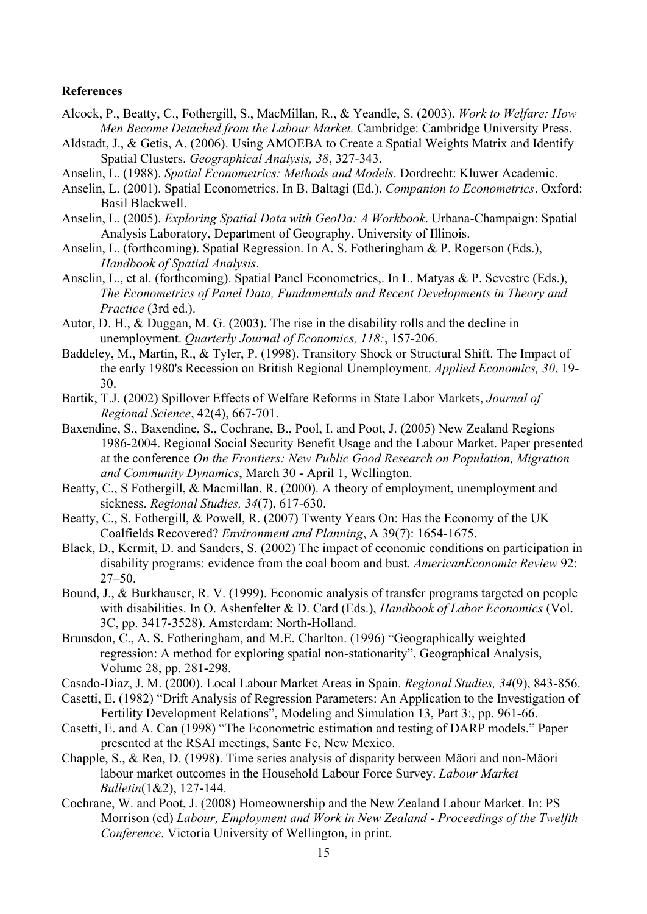**References**

Alcock, P., Beatty, C., Fothergill, S., MacMillan, R., & Yeandle, S. (2003). *Work to Welfare: How Men Become Detached from the Labour Market.* Cambridge: Cambridge University Press.

Aldstadt, J., & Getis, A. (2006). Using AMOEBA to Create a Spatial Weights Matrix and Identify Spatial Clusters. *Geographical Analysis, 38*, 327-343.

Anselin, L. (1988). *Spatial Econometrics: Methods and Models*. Dordrecht: Kluwer Academic.

Anselin, L. (2001). Spatial Econometrics. In B. Baltagi (Ed.), *Companion to Econometrics*. Oxford: Basil Blackwell.

Anselin, L. (2005). *Exploring Spatial Data with GeoDa: A Workbook*. Urbana-Champaign: Spatial Analysis Laboratory, Department of Geography, University of Illinois.

Anselin, L. (forthcoming). Spatial Regression. In A. S. Fotheringham & P. Rogerson (Eds.), *Handbook of Spatial Analysis*.

Anselin, L., et al. (forthcoming). Spatial Panel Econometrics,. In L. Matyas & P. Sevestre (Eds.), *The Econometrics of Panel Data, Fundamentals and Recent Developments in Theory and Practice* (3rd ed.).

Autor, D. H., & Duggan, M. G. (2003). The rise in the disability rolls and the decline in unemployment. *Quarterly Journal of Economics, 118:*, 157-206.

Baddeley, M., Martin, R., & Tyler, P. (1998). Transitory Shock or Structural Shift. The Impact of the early 1980's Recession on British Regional Unemployment. *Applied Economics, 30*, 19-30.

Bartik, T.J. (2002) Spillover Effects of Welfare Reforms in State Labor Markets, *Journal of Regional Science*, 42(4), 667-701.

Baxendine, S., Baxendine, S., Cochrane, B., Pool, I. and Poot, J. (2005) New Zealand Regions 1986-2004. Regional Social Security Benefit Usage and the Labour Market. Paper presented at the conference *On the Frontiers: New Public Good Research on Population, Migration and Community Dynamics*, March 30 - April 1, Wellington.

Beatty, C., S Fothergill, & Macmillan, R. (2000). A theory of employment, unemployment and sickness. *Regional Studies, 34*(7), 617-630.

Beatty, C., S. Fothergill, & Powell, R. (2007) Twenty Years On: Has the Economy of the UK Coalfields Recovered? *Environment and Planning*, A 39(7): 1654-1675.

Black, D., Kermit, D. and Sanders, S. (2002) The impact of economic conditions on participation in disability programs: evidence from the coal boom and bust. *AmericanEconomic Review* 92: 27–50.

Bound, J., & Burkhauser, R. V. (1999). Economic analysis of transfer programs targeted on people with disabilities. In O. Ashenfelter & D. Card (Eds.), *Handbook of Labor Economics* (Vol. 3C, pp. 3417-3528). Amsterdam: North-Holland.

Brunsdon, C., A. S. Fotheringham, and M.E. Charlton. (1996) "Geographically weighted regression: A method for exploring spatial non-stationarity", Geographical Analysis, Volume 28, pp. 281-298.

Casado-Diaz, J. M. (2000). Local Labour Market Areas in Spain. *Regional Studies, 34*(9), 843-856.

Casetti, E. (1982) "Drift Analysis of Regression Parameters: An Application to the Investigation of Fertility Development Relations", Modeling and Simulation 13, Part 3:, pp. 961-66.

Casetti, E. and A. Can (1998) "The Econometric estimation and testing of DARP models." Paper presented at the RSAI meetings, Sante Fe, New Mexico.

Chapple, S., & Rea, D. (1998). Time series analysis of disparity between Mäori and non-Mäori labour market outcomes in the Household Labour Force Survey. *Labour Market Bulletin*(1&2), 127-144.

Cochrane, W. and Poot, J. (2008) Homeownership and the New Zealand Labour Market. In: PS Morrison (ed) *Labour, Employment and Work in New Zealand - Proceedings of the Twelfth Conference*. Victoria University of Wellington, in print.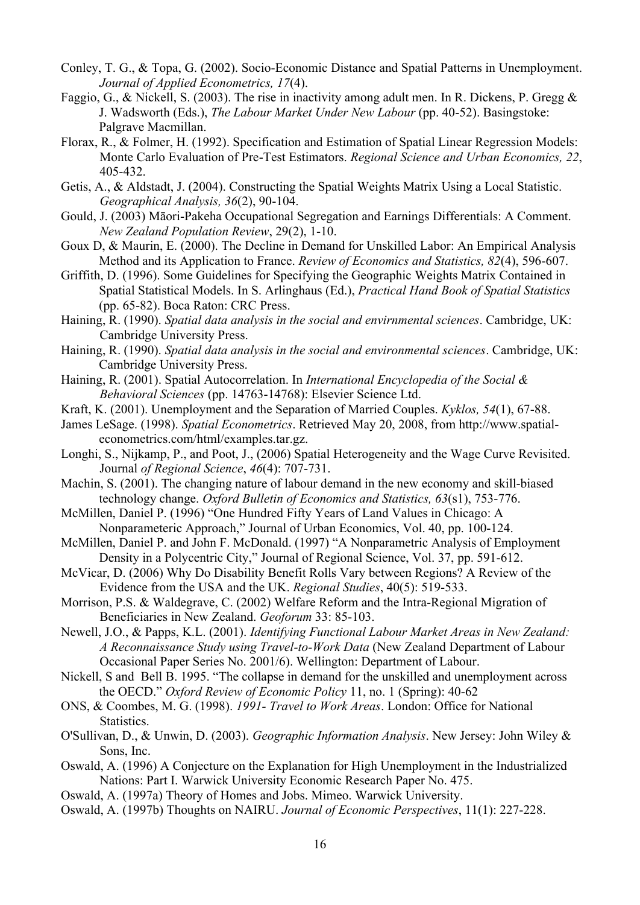Conley, T. G., & Topa, G. (2002). Socio-Economic Distance and Spatial Patterns in Unemployment. *Journal of Applied Econometrics, 17*(4).

Faggio, G., & Nickell, S. (2003). The rise in inactivity among adult men. In R. Dickens, P. Gregg & J. Wadsworth (Eds.), *The Labour Market Under New Labour* (pp. 40-52). Basingstoke: Palgrave Macmillan.

Florax, R., & Folmer, H. (1992). Specification and Estimation of Spatial Linear Regression Models: Monte Carlo Evaluation of Pre-Test Estimators. *Regional Science and Urban Economics, 22*, 405-432.

Getis, A., & Aldstadt, J. (2004). Constructing the Spatial Weights Matrix Using a Local Statistic. *Geographical Analysis, 36*(2), 90-104.

Gould, J. (2003) Māori-Pakeha Occupational Segregation and Earnings Differentials: A Comment. *New Zealand Population Review*, 29(2), 1-10.

Goux D, & Maurin, E. (2000). The Decline in Demand for Unskilled Labor: An Empirical Analysis Method and its Application to France. *Review of Economics and Statistics, 82*(4), 596-607.

Griffith, D. (1996). Some Guidelines for Specifying the Geographic Weights Matrix Contained in Spatial Statistical Models. In S. Arlinghaus (Ed.), *Practical Hand Book of Spatial Statistics* (pp. 65-82). Boca Raton: CRC Press.

Haining, R. (1990). *Spatial data analysis in the social and envirnmental sciences*. Cambridge, UK: Cambridge University Press.

Haining, R. (1990). *Spatial data analysis in the social and environmental sciences*. Cambridge, UK: Cambridge University Press.

Haining, R. (2001). Spatial Autocorrelation. In *International Encyclopedia of the Social & Behavioral Sciences* (pp. 14763-14768): Elsevier Science Ltd.

Kraft, K. (2001). Unemployment and the Separation of Married Couples. *Kyklos, 54*(1), 67-88.

James LeSage. (1998). *Spatial Econometrics*. Retrieved May 20, 2008, from http://www.spatial-econometrics.com/html/examples.tar.gz.

Longhi, S., Nijkamp, P., and Poot, J., (2006) Spatial Heterogeneity and the Wage Curve Revisited. Journal *of Regional Science*, *46*(4): 707-731.

Machin, S. (2001). The changing nature of labour demand in the new economy and skill-biased technology change. *Oxford Bulletin of Economics and Statistics, 63*(s1), 753-776.

McMillen, Daniel P. (1996) "One Hundred Fifty Years of Land Values in Chicago: A Nonparameteric Approach," Journal of Urban Economics, Vol. 40, pp. 100-124.

McMillen, Daniel P. and John F. McDonald. (1997) "A Nonparametric Analysis of Employment Density in a Polycentric City," Journal of Regional Science, Vol. 37, pp. 591-612.

McVicar, D. (2006) Why Do Disability Benefit Rolls Vary between Regions? A Review of the Evidence from the USA and the UK. *Regional Studies*, 40(5): 519-533.

Morrison, P.S. & Waldegrave, C. (2002) Welfare Reform and the Intra-Regional Migration of Beneficiaries in New Zealand. *Geoforum* 33: 85-103.

Newell, J.O., & Papps, K.L. (2001). *Identifying Functional Labour Market Areas in New Zealand: A Reconnaissance Study using Travel-to-Work Data* (New Zealand Department of Labour Occasional Paper Series No. 2001/6). Wellington: Department of Labour.

Nickell, S and Bell B. 1995. "The collapse in demand for the unskilled and unemployment across the OECD." *Oxford Review of Economic Policy* 11, no. 1 (Spring): 40-62

ONS, & Coombes, M. G. (1998). *1991- Travel to Work Areas*. London: Office for National Statistics.

O'Sullivan, D., & Unwin, D. (2003). *Geographic Information Analysis*. New Jersey: John Wiley & Sons, Inc.

Oswald, A. (1996) A Conjecture on the Explanation for High Unemployment in the Industrialized Nations: Part I. Warwick University Economic Research Paper No. 475.

Oswald, A. (1997a) Theory of Homes and Jobs. Mimeo. Warwick University.

Oswald, A. (1997b) Thoughts on NAIRU. *Journal of Economic Perspectives*, 11(1): 227-228.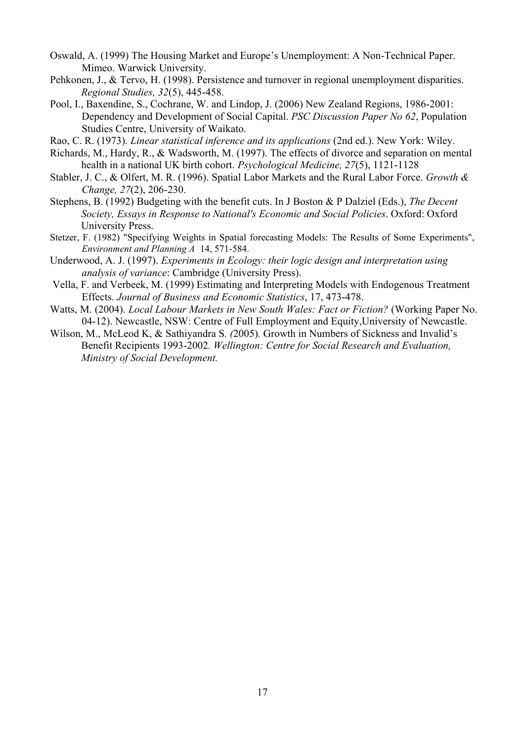Oswald, A. (1999) The Housing Market and Europe's Unemployment: A Non-Technical Paper. Mimeo. Warwick University.

Pehkonen, J., & Tervo, H. (1998). Persistence and turnover in regional unemployment disparities. *Regional Studies, 32*(5), 445-458.

Pool, I., Baxendine, S., Cochrane, W. and Lindop, J. (2006) New Zealand Regions, 1986-2001: Dependency and Development of Social Capital. *PSC Discussion Paper No 62*, Population Studies Centre, University of Waikato.

Rao, C. R. (1973). *Linear statistical inference and its applications* (2nd ed.). New York: Wiley.

Richards, M., Hardy, R., & Wadsworth, M. (1997). The effects of divorce and separation on mental health in a national UK birth cohort. *Psychological Medicine, 27*(5), 1121-1128

Stabler, J. C., & Olfert, M. R. (1996). Spatial Labor Markets and the Rural Labor Force. *Growth & Change, 27*(2), 206-230.

Stephens, B. (1992) Budgeting with the benefit cuts. In J Boston & P Dalziel (Eds.), *The Decent Society, Essays in Response to National's Economic and Social Policies*. Oxford: Oxford University Press.

Stetzer, F. (1982) "Specifying Weights in Spatial forecasting Models: The Results of Some Experiments", *Environment and Planning A* 14, 571-584.

Underwood, A. J. (1997). *Experiments in Ecology: their logic design and interpretation using analysis of variance*: Cambridge (University Press).

Vella, F. and Verbeek, M. (1999) Estimating and Interpreting Models with Endogenous Treatment Effects. *Journal of Business and Economic Statistics*, 17, 473-478.

Watts, M. (2004). *Local Labour Markets in New South Wales: Fact or Fiction?* (Working Paper No. 04-12). Newcastle, NSW: Centre of Full Employment and Equity,University of Newcastle.

Wilson, M., McLeod K, & Sathiyandra S. *(*2005)*.* Growth in Numbers of Sickness and Invalid's Benefit Recipients 1993-2002*. Wellington: Centre for Social Research and Evaluation, Ministry of Social Development.*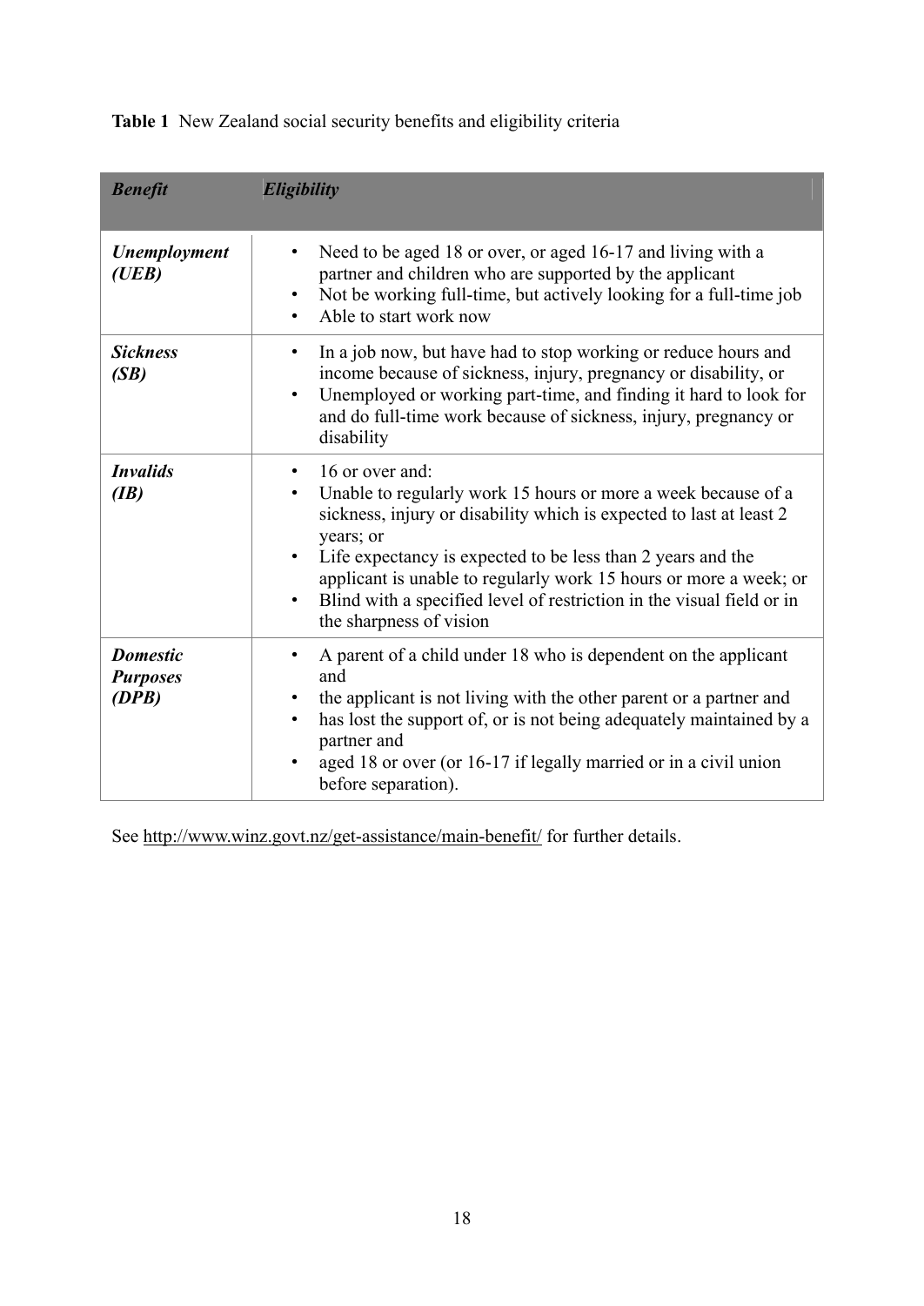**Table 1** New Zealand social security benefits and eligibility criteria

| ***Benefit*** | ***Eligibility*** |
|---|---|
| ***Unemployment (UEB)*** | • Need to be aged 18 or over, or aged 16-17 and living with a partner and children who are supported by the applicant<br>• Not be working full-time, but actively looking for a full-time job<br>• Able to start work now |
| ***Sickness (SB)*** | • In a job now, but have had to stop working or reduce hours and income because of sickness, injury, pregnancy or disability, or<br>• Unemployed or working part-time, and finding it hard to look for and do full-time work because of sickness, injury, pregnancy or disability |
| ***Invalids (IB)*** | • 16 or over and:<br>• Unable to regularly work 15 hours or more a week because of a sickness, injury or disability which is expected to last at least 2 years; or<br>• Life expectancy is expected to be less than 2 years and the applicant is unable to regularly work 15 hours or more a week; or<br>• Blind with a specified level of restriction in the visual field or in the sharpness of vision |
| ***Domestic Purposes (DPB)*** | • A parent of a child under 18 who is dependent on the applicant and<br>• the applicant is not living with the other parent or a partner and<br>• has lost the support of, or is not being adequately maintained by a partner and<br>• aged 18 or over (or 16-17 if legally married or in a civil union before separation). |

See http://www.winz.govt.nz/get-assistance/main-benefit/ for further details.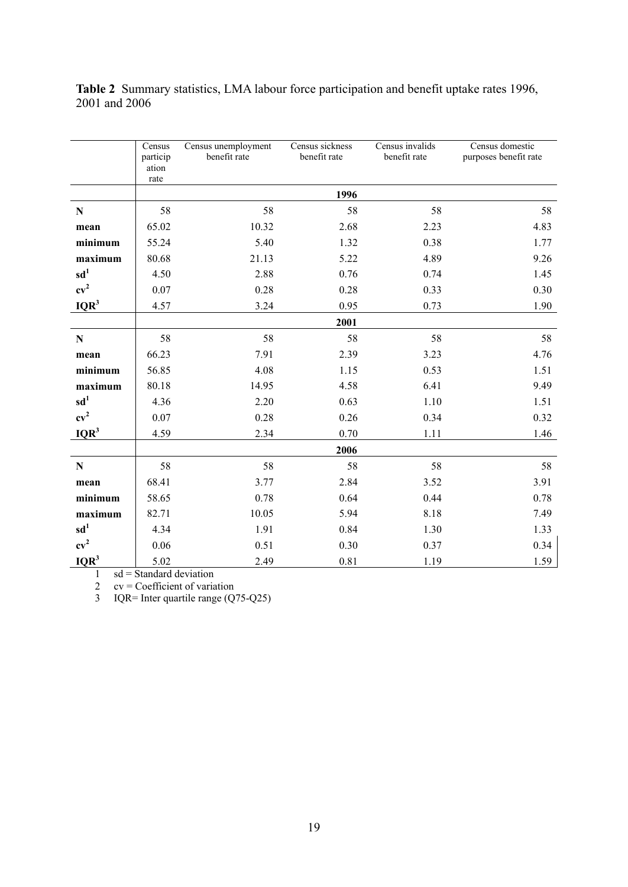**Table 2** Summary statistics, LMA labour force participation and benefit uptake rates 1996, 2001 and 2006

| | Census participation rate | Census unemployment benefit rate | Census sickness benefit rate | Census invalids benefit rate | Census domestic purposes benefit rate |
|---|---|---|---|---|---|
| | | | **1996** | | |
| **N** | 58 | 58 | 58 | 58 | 58 |
| **mean** | 65.02 | 10.32 | 2.68 | 2.23 | 4.83 |
| **minimum** | 55.24 | 5.40 | 1.32 | 0.38 | 1.77 |
| **maximum** | 80.68 | 21.13 | 5.22 | 4.89 | 9.26 |
| **sd**[1] | 4.50 | 2.88 | 0.76 | 0.74 | 1.45 |
| **cv**[2] | 0.07 | 0.28 | 0.28 | 0.33 | 0.30 |
| **IQR**[3] | 4.57 | 3.24 | 0.95 | 0.73 | 1.90 |
| | | | **2001** | | |
| **N** | 58 | 58 | 58 | 58 | 58 |
| **mean** | 66.23 | 7.91 | 2.39 | 3.23 | 4.76 |
| **minimum** | 56.85 | 4.08 | 1.15 | 0.53 | 1.51 |
| **maximum** | 80.18 | 14.95 | 4.58 | 6.41 | 9.49 |
| **sd**[1] | 4.36 | 2.20 | 0.63 | 1.10 | 1.51 |
| **cv**[2] | 0.07 | 0.28 | 0.26 | 0.34 | 0.32 |
| **IQR**[3] | 4.59 | 2.34 | 0.70 | 1.11 | 1.46 |
| | | | **2006** | | |
| **N** | 58 | 58 | 58 | 58 | 58 |
| **mean** | 68.41 | 3.77 | 2.84 | 3.52 | 3.91 |
| **minimum** | 58.65 | 0.78 | 0.64 | 0.44 | 0.78 |
| **maximum** | 82.71 | 10.05 | 5.94 | 8.18 | 7.49 |
| **sd**[1] | 4.34 | 1.91 | 0.84 | 1.30 | 1.33 |
| **cv**[2] | 0.06 | 0.51 | 0.30 | 0.37 | 0.34 |
| **IQR**[3] | 5.02 | 2.49 | 0.81 | 1.19 | 1.59 |

1 sd = Standard deviation

2 cv = Coefficient of variation

3 IQR= Inter quartile range (Q75-Q25)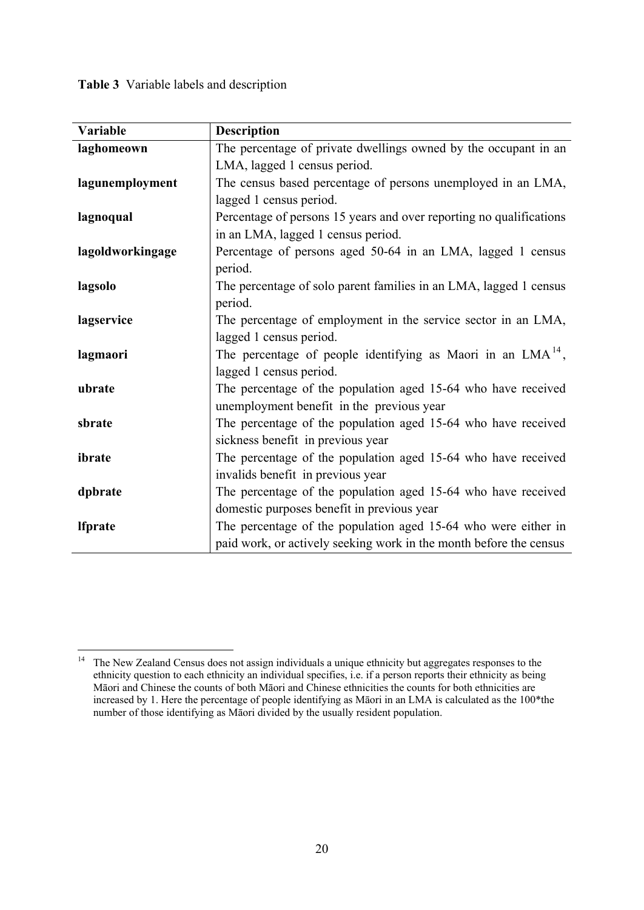**Table 3** Variable labels and description

| Variable | Description |
|---|---|
| **laghomeown** | The percentage of private dwellings owned by the occupant in an LMA, lagged 1 census period. |
| **lagunemployment** | The census based percentage of persons unemployed in an LMA, lagged 1 census period. |
| **lagnoqual** | Percentage of persons 15 years and over reporting no qualifications in an LMA, lagged 1 census period. |
| **lagoldworkingage** | Percentage of persons aged 50-64 in an LMA, lagged 1 census period. |
| **lagsolo** | The percentage of solo parent families in an LMA, lagged 1 census period. |
| **lagservice** | The percentage of employment in the service sector in an LMA, lagged 1 census period. |
| **lagmaori** | The percentage of people identifying as Maori in an LMA[14], lagged 1 census period. |
| **ubrate** | The percentage of the population aged 15-64 who have received unemployment benefit in the previous year |
| **sbrate** | The percentage of the population aged 15-64 who have received sickness benefit in previous year |
| **ibrate** | The percentage of the population aged 15-64 who have received invalids benefit in previous year |
| **dpbrate** | The percentage of the population aged 15-64 who have received domestic purposes benefit in previous year |
| **lfprate** | The percentage of the population aged 15-64 who were either in paid work, or actively seeking work in the month before the census |

[14] The New Zealand Census does not assign individuals a unique ethnicity but aggregates responses to the ethnicity question to each ethnicity an individual specifies, i.e. if a person reports their ethnicity as being Māori and Chinese the counts of both Māori and Chinese ethnicities the counts for both ethnicities are increased by 1. Here the percentage of people identifying as Māori in an LMA is calculated as the 100*the number of those identifying as Māori divided by the usually resident population.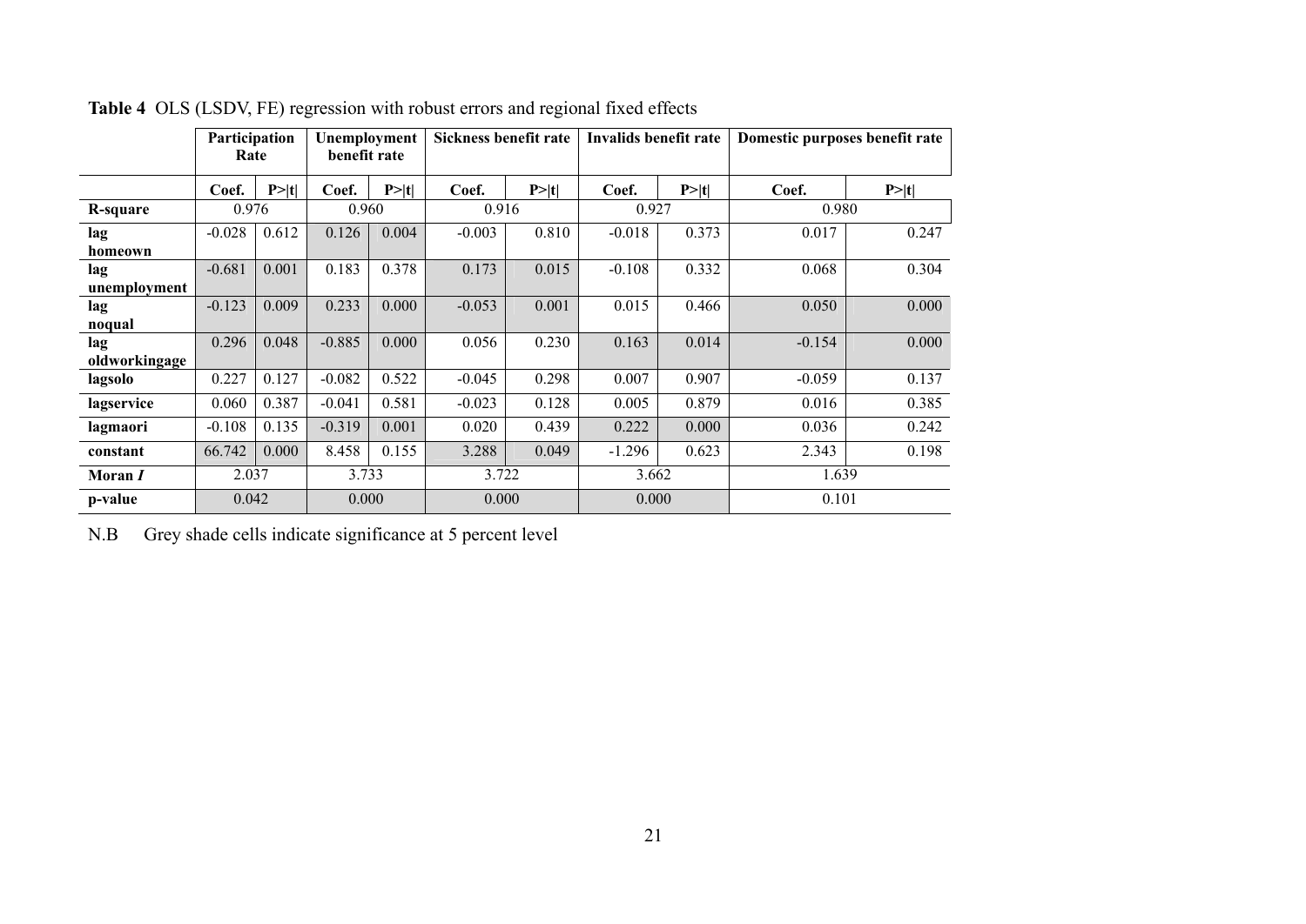**Table 4** OLS (LSDV, FE) regression with robust errors and regional fixed effects

| | Participation Rate | | Unemployment benefit rate | | Sickness benefit rate | | Invalids benefit rate | | Domestic purposes benefit rate | |
|---|---|---|---|---|---|---|---|---|---|---|
| | Coef. | P>\|t\| | Coef. | P>\|t\| | Coef. | P>\|t\| | Coef. | P>\|t\| | Coef. | P>\|t\| |
| **R-square** | 0.976 | | 0.960 | | 0.916 | | 0.927 | | 0.980 | |
| **lag homeown** | -0.028 | 0.612 | 0.126 | 0.004 | -0.003 | 0.810 | -0.018 | 0.373 | 0.017 | 0.247 |
| **lag unemployment** | -0.681 | 0.001 | 0.183 | 0.378 | 0.173 | 0.015 | -0.108 | 0.332 | 0.068 | 0.304 |
| **lag noqual** | -0.123 | 0.009 | 0.233 | 0.000 | -0.053 | 0.001 | 0.015 | 0.466 | 0.050 | 0.000 |
| **lag oldworkingage** | 0.296 | 0.048 | -0.885 | 0.000 | 0.056 | 0.230 | 0.163 | 0.014 | -0.154 | 0.000 |
| **lagsolo** | 0.227 | 0.127 | -0.082 | 0.522 | -0.045 | 0.298 | 0.007 | 0.907 | -0.059 | 0.137 |
| **lagservice** | 0.060 | 0.387 | -0.041 | 0.581 | -0.023 | 0.128 | 0.005 | 0.879 | 0.016 | 0.385 |
| **lagmaori** | -0.108 | 0.135 | -0.319 | 0.001 | 0.020 | 0.439 | 0.222 | 0.000 | 0.036 | 0.242 |
| **constant** | 66.742 | 0.000 | 8.458 | 0.155 | 3.288 | 0.049 | -1.296 | 0.623 | 2.343 | 0.198 |
| **Moran *I*** | 2.037 | | 3.733 | | 3.722 | | 3.662 | | 1.639 | |
| **p-value** | 0.042 | | 0.000 | | 0.000 | | 0.000 | | 0.101 | |

N.B Grey shade cells indicate significance at 5 percent level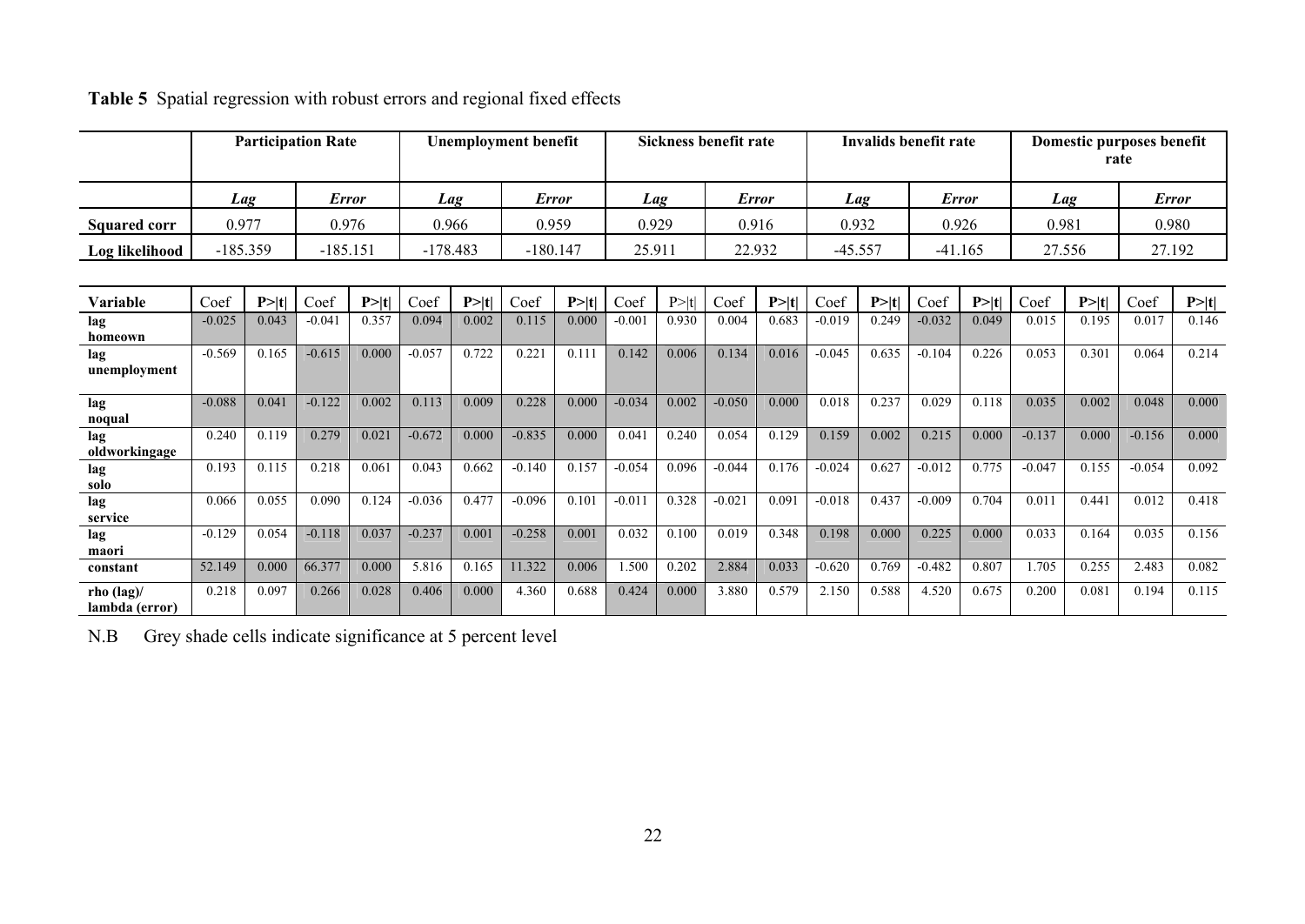**Table 5** Spatial regression with robust errors and regional fixed effects

| | Participation Rate | | Unemployment benefit | | Sickness benefit rate | | Invalids benefit rate | | Domestic purposes benefit rate | |
|---|---|---|---|---|---|---|---|---|---|---|
| | *Lag* | *Error* | *Lag* | *Error* | *Lag* | *Error* | *Lag* | *Error* | *Lag* | *Error* |
| **Squared corr** | 0.977 | 0.976 | 0.966 | 0.959 | 0.929 | 0.916 | 0.932 | 0.926 | 0.981 | 0.980 |
| **Log likelihood** | -185.359 | -185.151 | -178.483 | -180.147 | 25.911 | 22.932 | -45.557 | -41.165 | 27.556 | 27.192 |

| Variable | Coef | P>\|t\| | Coef | P>\|t\| | Coef | P>\|t\| | Coef | P>\|t\| | Coef | P>\|t\| | Coef | P>\|t\| | Coef | P>\|t\| | Coef | P>\|t\| | Coef | P>\|t\| | Coef | P>\|t\| |
|---|---|---|---|---|---|---|---|---|---|---|---|---|---|---|---|---|---|---|---|---|
| **lag homeown** | -0.025 | 0.043 | -0.041 | 0.357 | 0.094 | 0.002 | 0.115 | 0.000 | -0.001 | 0.930 | 0.004 | 0.683 | -0.019 | 0.249 | -0.032 | 0.049 | 0.015 | 0.195 | 0.017 | 0.146 |
| **lag unemployment** | -0.569 | 0.165 | -0.615 | 0.000 | -0.057 | 0.722 | 0.221 | 0.111 | 0.142 | 0.006 | 0.134 | 0.016 | -0.045 | 0.635 | -0.104 | 0.226 | 0.053 | 0.301 | 0.064 | 0.214 |
| **lag noqual** | -0.088 | 0.041 | -0.122 | 0.002 | 0.113 | 0.009 | 0.228 | 0.000 | -0.034 | 0.002 | -0.050 | 0.000 | 0.018 | 0.237 | 0.029 | 0.118 | 0.035 | 0.002 | 0.048 | 0.000 |
| **lag oldworkingage** | 0.240 | 0.119 | 0.279 | 0.021 | -0.672 | 0.000 | -0.835 | 0.000 | 0.041 | 0.240 | 0.054 | 0.129 | 0.159 | 0.002 | 0.215 | 0.000 | -0.137 | 0.000 | -0.156 | 0.000 |
| **lag solo** | 0.193 | 0.115 | 0.218 | 0.061 | 0.043 | 0.662 | -0.140 | 0.157 | -0.054 | 0.096 | -0.044 | 0.176 | -0.024 | 0.627 | -0.012 | 0.775 | -0.047 | 0.155 | -0.054 | 0.092 |
| **lag service** | 0.066 | 0.055 | 0.090 | 0.124 | -0.036 | 0.477 | -0.096 | 0.101 | -0.011 | 0.328 | -0.021 | 0.091 | -0.018 | 0.437 | -0.009 | 0.704 | 0.011 | 0.441 | 0.012 | 0.418 |
| **lag maori** | -0.129 | 0.054 | -0.118 | 0.037 | -0.237 | 0.001 | -0.258 | 0.001 | 0.032 | 0.100 | 0.019 | 0.348 | 0.198 | 0.000 | 0.225 | 0.000 | 0.033 | 0.164 | 0.035 | 0.156 |
| **constant** | 52.149 | 0.000 | 66.377 | 0.000 | 5.816 | 0.165 | 11.322 | 0.006 | 1.500 | 0.202 | 2.884 | 0.033 | -0.620 | 0.769 | -0.482 | 0.807 | 1.705 | 0.255 | 2.483 | 0.082 |
| **rho (lag)/ lambda (error)** | 0.218 | 0.097 | 0.266 | 0.028 | 0.406 | 0.000 | 4.360 | 0.688 | 0.424 | 0.000 | 3.880 | 0.579 | 2.150 | 0.588 | 4.520 | 0.675 | 0.200 | 0.081 | 0.194 | 0.115 |

N.B Grey shade cells indicate significance at 5 percent level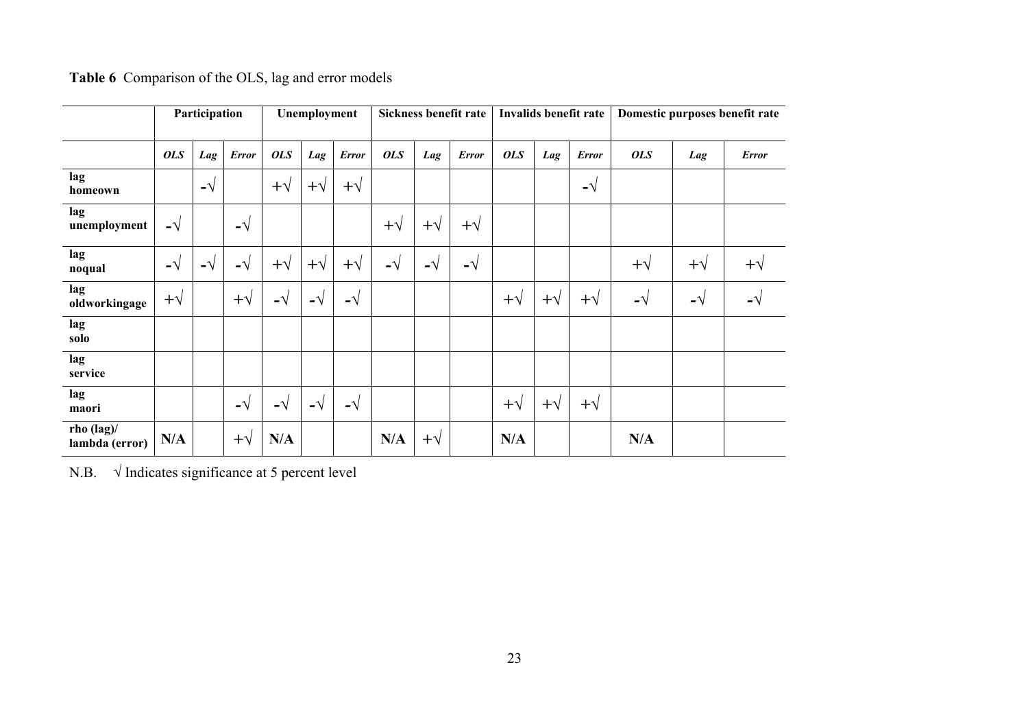**Table 6** Comparison of the OLS, lag and error models

| | Participation | | | Unemployment | | | Sickness benefit rate | | | Invalids benefit rate | | | Domestic purposes benefit rate | | |
|---|---|---|---|---|---|---|---|---|---|---|---|---|---|---|---|
| | *OLS* | *Lag* | *Error* | *OLS* | *Lag* | *Error* | *OLS* | *Lag* | *Error* | *OLS* | *Lag* | *Error* | *OLS* | *Lag* | *Error* |
| **lag homeown** | | -√ | | +√ | +√ | +√ | | | | | | -√ | | | |
| **lag unemployment** | -√ | | -√ | | | | +√ | +√ | +√ | | | | | | |
| **lag noqual** | -√ | -√ | -√ | +√ | +√ | +√ | -√ | -√ | -√ | | | | +√ | +√ | +√ |
| **lag oldworkingage** | +√ | | +√ | -√ | -√ | -√ | | | | +√ | +√ | +√ | -√ | -√ | -√ |
| **lag solo** | | | | | | | | | | | | | | | |
| **lag service** | | | | | | | | | | | | | | | |
| **lag maori** | | | -√ | -√ | -√ | -√ | | | | +√ | +√ | +√ | | | |
| **rho (lag)/ lambda (error)** | **N/A** | | +√ | **N/A** | | | **N/A** | +√ | | **N/A** | | | **N/A** | | |

N.B. √ Indicates significance at 5 percent level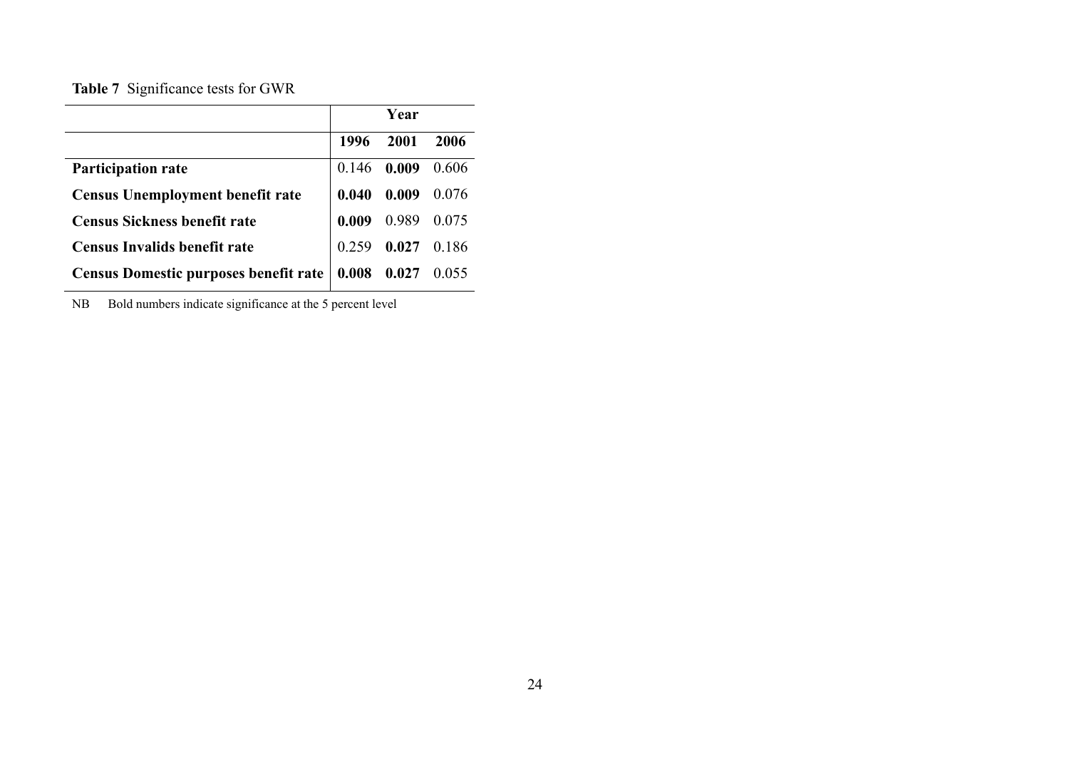**Table 7** Significance tests for GWR

| | Year | | |
|---|---|---|---|
| | **1996** | **2001** | **2006** |
| **Participation rate** | 0.146 | **0.009** | 0.606 |
| **Census Unemployment benefit rate** | **0.040** | **0.009** | 0.076 |
| **Census Sickness benefit rate** | **0.009** | 0.989 | 0.075 |
| **Census Invalids benefit rate** | 0.259 | **0.027** | 0.186 |
| **Census Domestic purposes benefit rate** | **0.008** | **0.027** | 0.055 |

NB Bold numbers indicate significance at the 5 percent level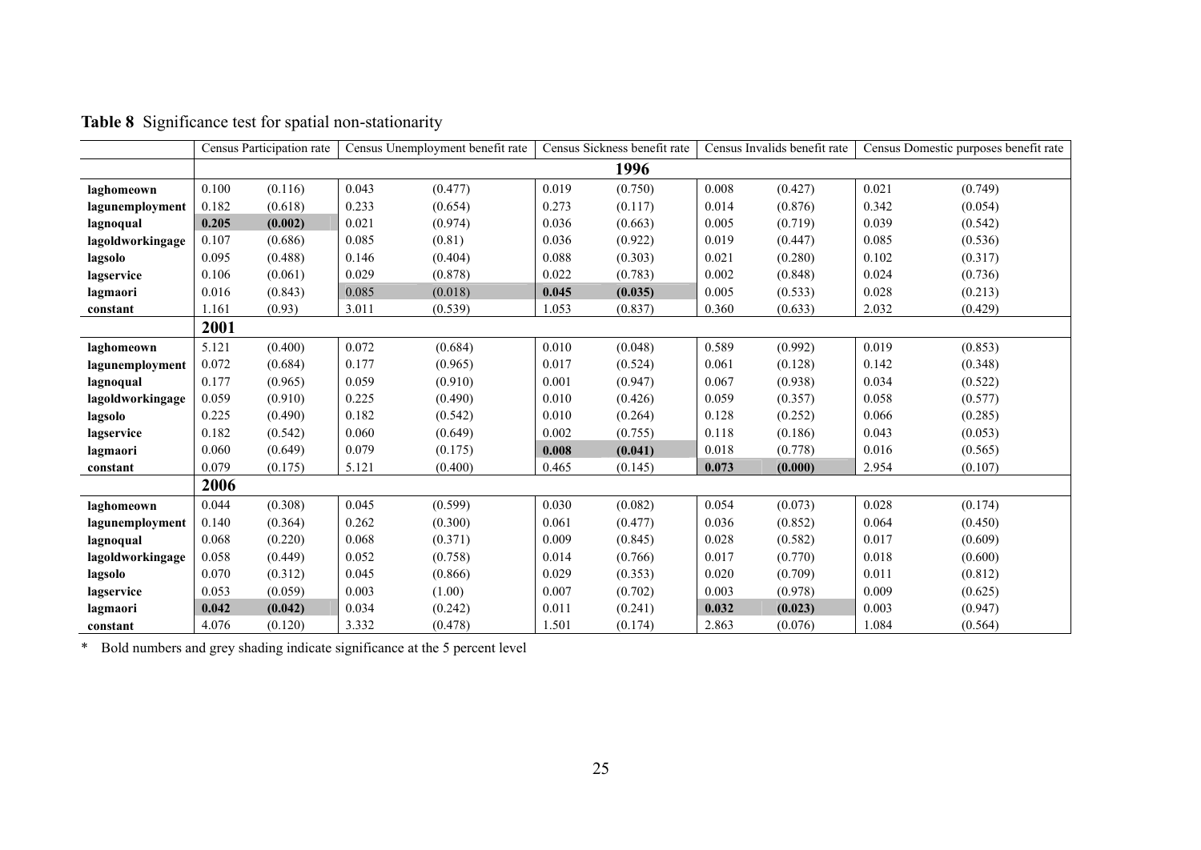**Table 8** Significance test for spatial non-stationarity

| | Census Participation rate | | Census Unemployment benefit rate | | Census Sickness benefit rate | | Census Invalids benefit rate | | Census Domestic purposes benefit rate | |
|---|---|---|---|---|---|---|---|---|---|---|
| | **1996** | | | | | | | | | |
| **laghomeown** | 0.100 | (0.116) | 0.043 | (0.477) | 0.019 | (0.750) | 0.008 | (0.427) | 0.021 | (0.749) |
| **lagunemployment** | 0.182 | (0.618) | 0.233 | (0.654) | 0.273 | (0.117) | 0.014 | (0.876) | 0.342 | (0.054) |
| **lagnoqual** | **0.205** | **(0.002)** | 0.021 | (0.974) | 0.036 | (0.663) | 0.005 | (0.719) | 0.039 | (0.542) |
| **lagoldworkingage** | 0.107 | (0.686) | 0.085 | (0.81) | 0.036 | (0.922) | 0.019 | (0.447) | 0.085 | (0.536) |
| **lagsolo** | 0.095 | (0.488) | 0.146 | (0.404) | 0.088 | (0.303) | 0.021 | (0.280) | 0.102 | (0.317) |
| **lagservice** | 0.106 | (0.061) | 0.029 | (0.878) | 0.022 | (0.783) | 0.002 | (0.848) | 0.024 | (0.736) |
| **lagmaori** | 0.016 | (0.843) | 0.085 | (0.018) | **0.045** | **(0.035)** | 0.005 | (0.533) | 0.028 | (0.213) |
| **constant** | 1.161 | (0.93) | 3.011 | (0.539) | 1.053 | (0.837) | 0.360 | (0.633) | 2.032 | (0.429) |
| | **2001** | | | | | | | | | |
| **laghomeown** | 5.121 | (0.400) | 0.072 | (0.684) | 0.010 | (0.048) | 0.589 | (0.992) | 0.019 | (0.853) |
| **lagunemployment** | 0.072 | (0.684) | 0.177 | (0.965) | 0.017 | (0.524) | 0.061 | (0.128) | 0.142 | (0.348) |
| **lagnoqual** | 0.177 | (0.965) | 0.059 | (0.910) | 0.001 | (0.947) | 0.067 | (0.938) | 0.034 | (0.522) |
| **lagoldworkingage** | 0.059 | (0.910) | 0.225 | (0.490) | 0.010 | (0.426) | 0.059 | (0.357) | 0.058 | (0.577) |
| **lagsolo** | 0.225 | (0.490) | 0.182 | (0.542) | 0.010 | (0.264) | 0.128 | (0.252) | 0.066 | (0.285) |
| **lagservice** | 0.182 | (0.542) | 0.060 | (0.649) | 0.002 | (0.755) | 0.118 | (0.186) | 0.043 | (0.053) |
| **lagmaori** | 0.060 | (0.649) | 0.079 | (0.175) | **0.008** | **(0.041)** | 0.018 | (0.778) | 0.016 | (0.565) |
| **constant** | 0.079 | (0.175) | 5.121 | (0.400) | 0.465 | (0.145) | **0.073** | **(0.000)** | 2.954 | (0.107) |
| | **2006** | | | | | | | | | |
| **laghomeown** | 0.044 | (0.308) | 0.045 | (0.599) | 0.030 | (0.082) | 0.054 | (0.073) | 0.028 | (0.174) |
| **lagunemployment** | 0.140 | (0.364) | 0.262 | (0.300) | 0.061 | (0.477) | 0.036 | (0.852) | 0.064 | (0.450) |
| **lagnoqual** | 0.068 | (0.220) | 0.068 | (0.371) | 0.009 | (0.845) | 0.028 | (0.582) | 0.017 | (0.609) |
| **lagoldworkingage** | 0.058 | (0.449) | 0.052 | (0.758) | 0.014 | (0.766) | 0.017 | (0.770) | 0.018 | (0.600) |
| **lagsolo** | 0.070 | (0.312) | 0.045 | (0.866) | 0.029 | (0.353) | 0.020 | (0.709) | 0.011 | (0.812) |
| **lagservice** | 0.053 | (0.059) | 0.003 | (1.00) | 0.007 | (0.702) | 0.003 | (0.978) | 0.009 | (0.625) |
| **lagmaori** | **0.042** | **(0.042)** | 0.034 | (0.242) | 0.011 | (0.241) | **0.032** | **(0.023)** | 0.003 | (0.947) |
| **constant** | 4.076 | (0.120) | 3.332 | (0.478) | 1.501 | (0.174) | 2.863 | (0.076) | 1.084 | (0.564) |

\* Bold numbers and grey shading indicate significance at the 5 percent level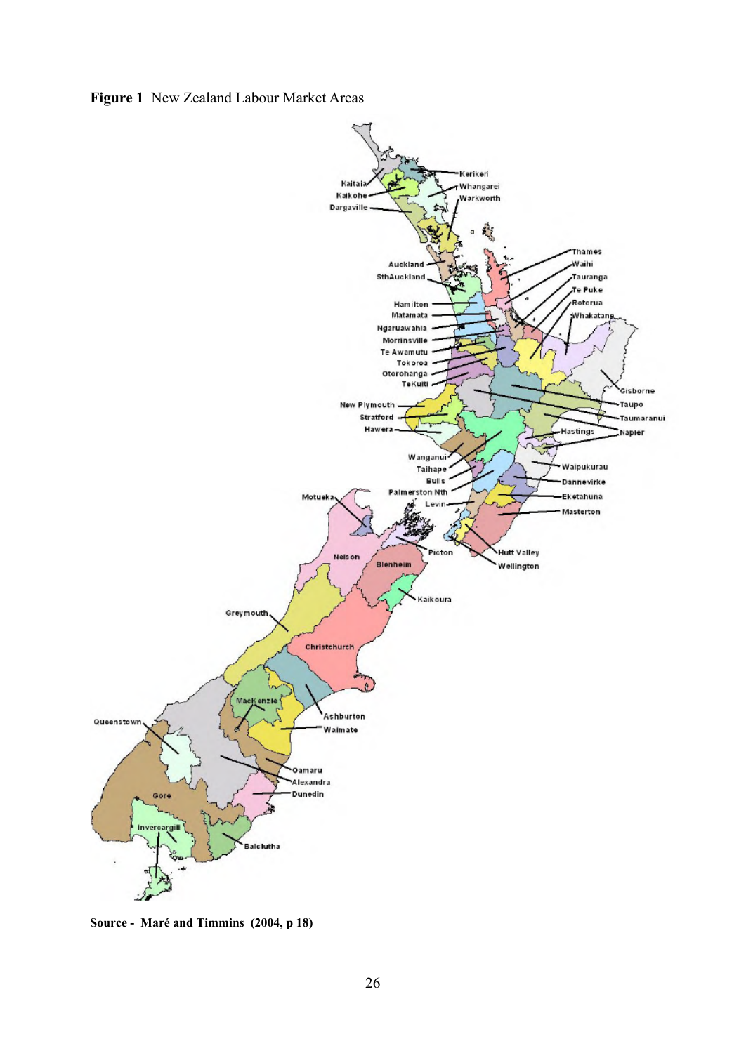**Figure 1** New Zealand Labour Market Areas

**Source - Maré and Timmins (2004, p 18)**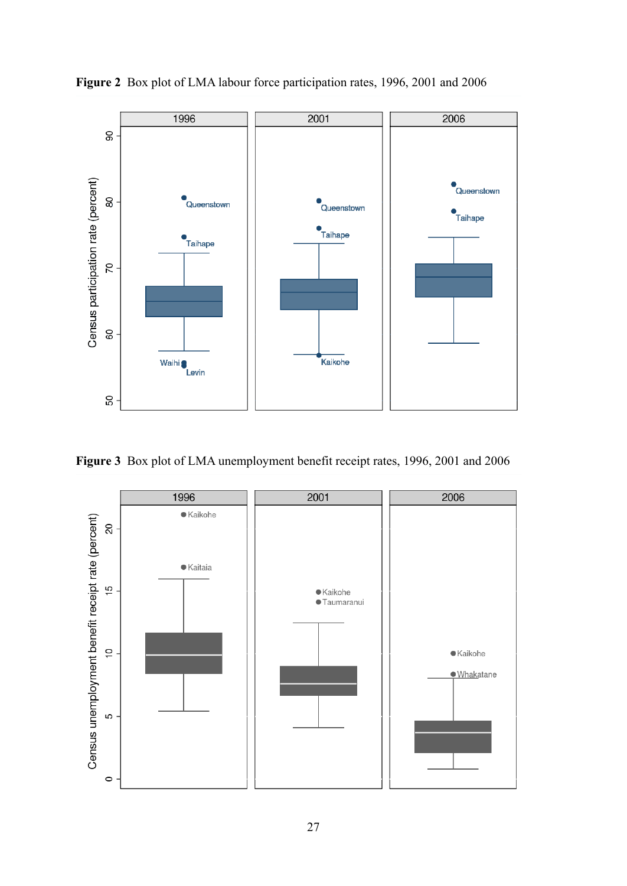**Figure 2** Box plot of LMA labour force participation rates, 1996, 2001 and 2006

**Figure 3** Box plot of LMA unemployment benefit receipt rates, 1996, 2001 and 2006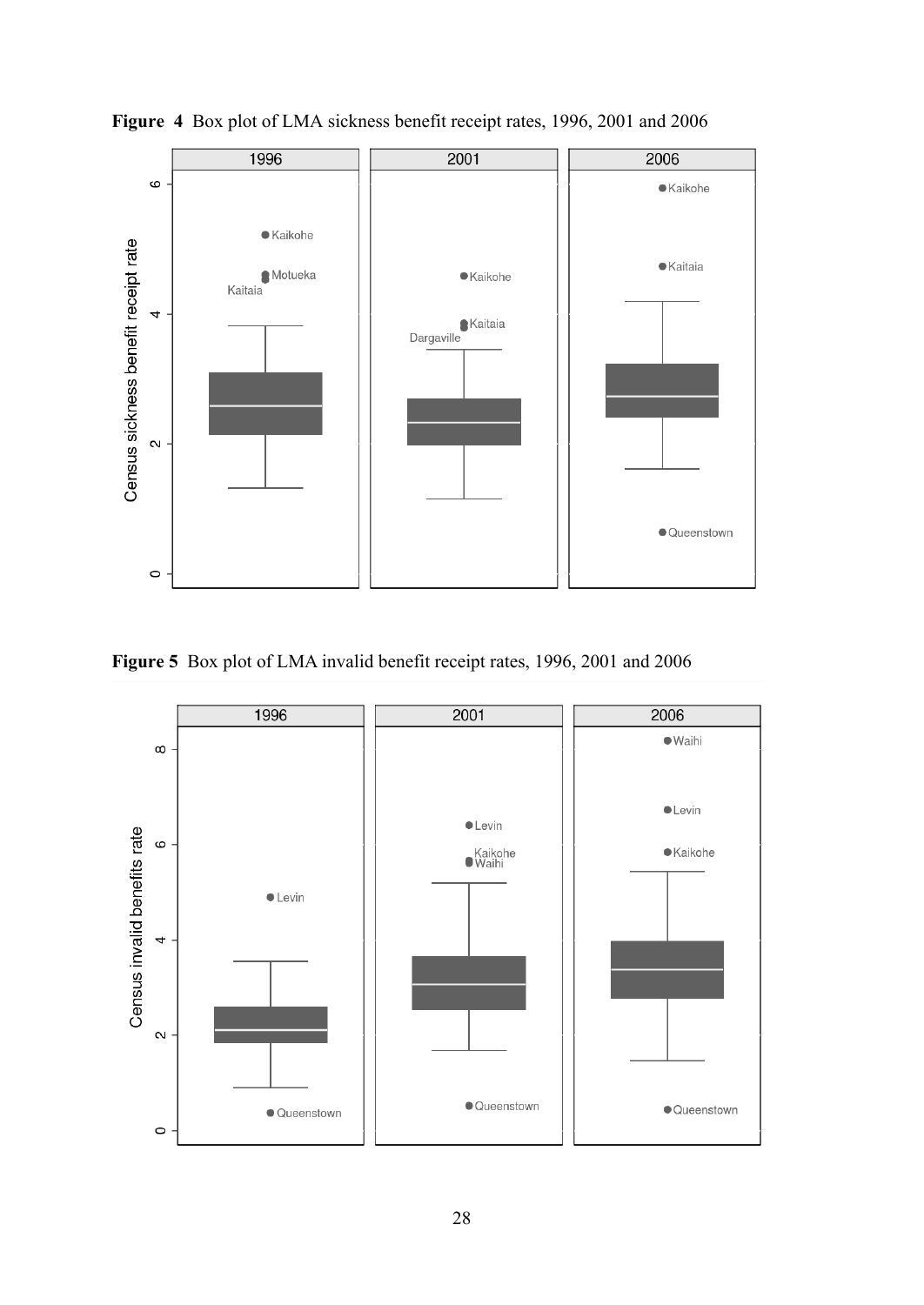**Figure 4** Box plot of LMA sickness benefit receipt rates, 1996, 2001 and 2006

**Figure 5** Box plot of LMA invalid benefit receipt rates, 1996, 2001 and 2006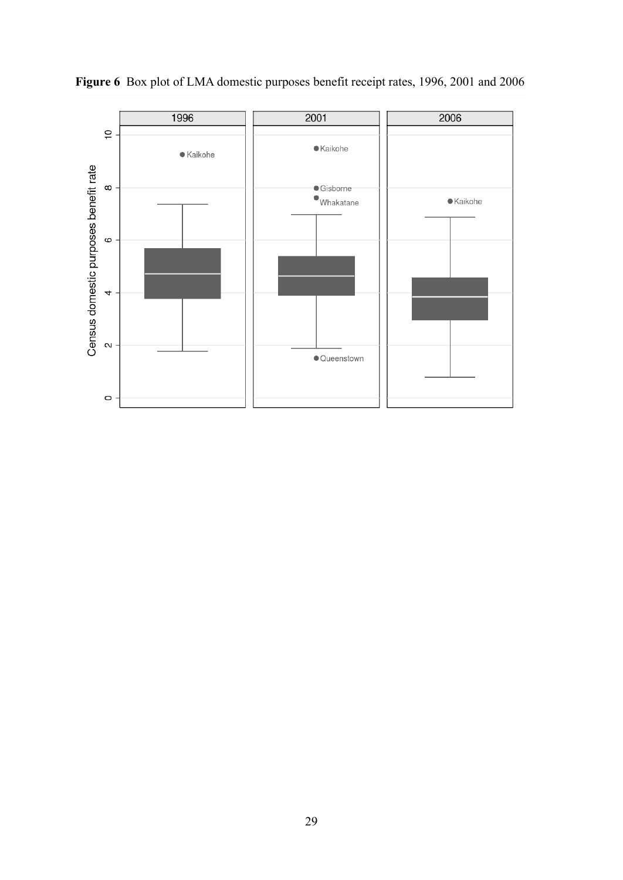**Figure 6** Box plot of LMA domestic purposes benefit receipt rates, 1996, 2001 and 2006

1996

2001

2006

Census domestic purposes benefit rate

0

2

4

6

8

10

Kaikohe

Kaikohe

Gisborne

Whakatane

Queenstown

Kaikohe